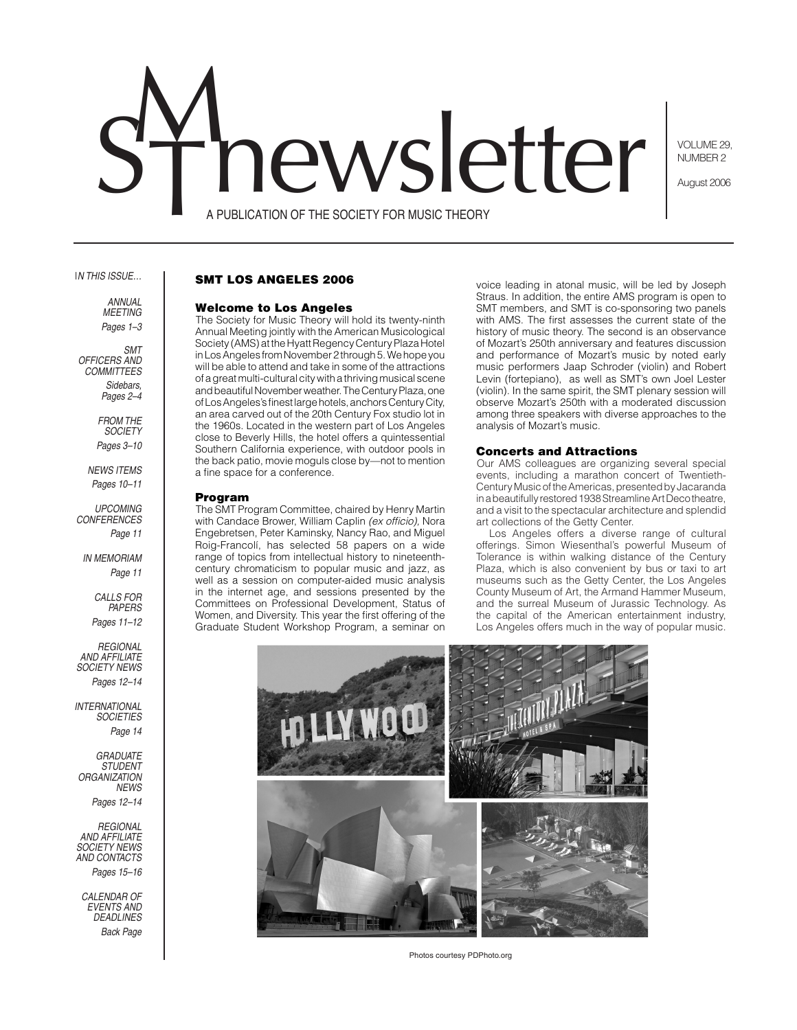# SMT newsletter

A PUBLICATION OF THE SOCIETY FOR MUSIC THEORY

VOLUME 29, NUMBER 2

August 2006

*IN THIS ISSUE…*

*ANNUAL MEETING* Pages 1–3

*SMT OFFICERS AND COMMITTEES* Sidebars, Pages 2–4

*FROM THE SOCIETY* Pages 3–10

*NEWS ITEMS* Pages 10–11

*UPCOMING CONFERENCES* Page 11

*IN MEMORIAM* Page 11

*CALLS FOR PAPERS* Pages 11–12

*REGIONAL AND AFFILIATE SOCIETY NEWS* Pages 12–14

*INTERNATIONAL SOCIETIES* Page 14

*GRADUATE STUDENT ORGANIZATION NEWS* Pages 12–14

*REGIONAL AND AFFILIATE SOCIETY NEWS AND CONTACTS* Pages 15–16

*CALENDAR OF EVENTS AND DEADLINES* Back Page

## SMT LOS ANGELES 2006

### Welcome to Los Angeles

The Society for Music Theory will hold its twenty-ninth Annual Meeting jointly with the American Musicological Society (AMS) at the Hyatt Regency Century Plaza Hotel in Los Angeles from November 2 through 5. We hope you will be able to attend and take in some of the attractions of a great multi-cultural city with a thriving musical scene and beautiful November weather. The Century Plaza, one of Los Angeles's finest large hotels, anchors Century City, an area carved out of the 20th Century Fox studio lot in the 1960s. Located in the western part of Los Angeles close to Beverly Hills, the hotel offers a quintessential Southern California experience, with outdoor pools in the back patio, movie moguls close by—not to mention a fine space for a conference.

### Program

The SMT Program Committee, chaired by Henry Martin with Candace Brower, William Caplin *(ex officio)*, Nora Engebretsen, Peter Kaminsky, Nancy Rao, and Miguel Roig-Francolí, has selected 58 papers on a wide range of topics from intellectual history to nineteenth-century chromaticism to popular music and jazz, as well as a session on computer-aided music analysis in the internet age, and sessions presented by the Committees on Professional Development, Status of Women, and Diversity. This year the first offering of the Graduate Student Workshop Program, a seminar on voice leading in atonal music, will be led by Joseph Straus. In addition, the entire AMS program is open to SMT members, and SMT is co-sponsoring two panels with AMS. The first assesses the current state of the history of music theory. The second is an observance of Mozart's 250th anniversary and features discussion and performance of Mozart's music by noted early music performers Jaap Schroder (violin) and Robert Levin (fortepiano), as well as SMT's own Joel Lester (violin). In the same spirit, the SMT plenary session will observe Mozart's 250th with a moderated discussion among three speakers with diverse approaches to the analysis of Mozart's music.

### Concerts and Attractions

Our AMS colleagues are organizing several special events, including a marathon concert of Twentieth-Century Music of the Americas, presented by Jacaranda in a beautifully restored 1938 Streamline Art Deco theatre, and a visit to the spectacular architecture and splendid art collections of the Getty Center.

Los Angeles offers a diverse range of cultural offerings. Simon Wiesenthal's powerful Museum of Tolerance is within walking distance of the Century Plaza, which is also convenient by bus or taxi to art museums such as the Getty Center, the Los Angeles County Museum of Art, the Armand Hammer Museum, and the surreal Museum of Jurassic Technology. As the capital of the American entertainment industry, Los Angeles offers much in the way of popular music.

Photos courtesy PDPhoto.org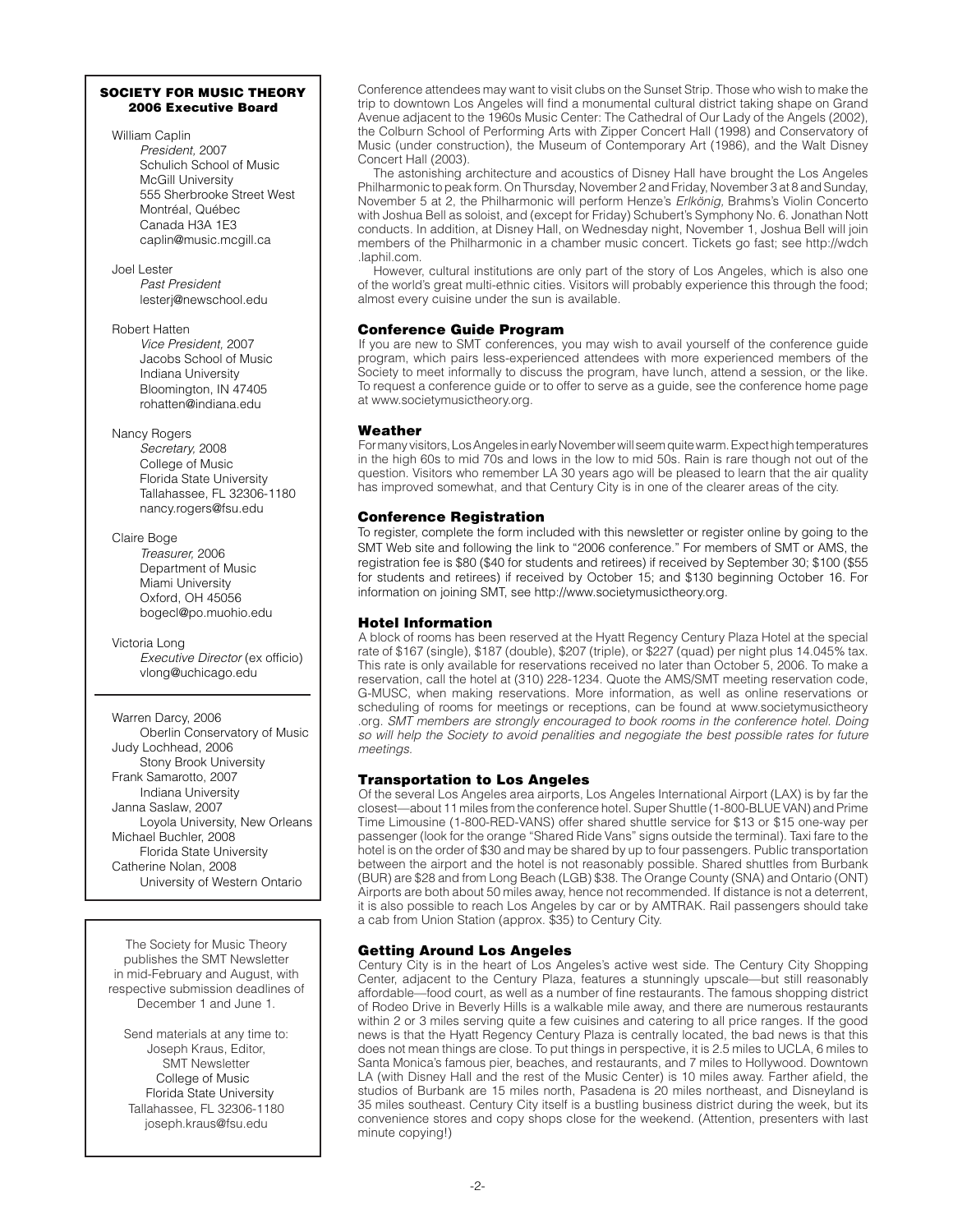**SOCIETY FOR MUSIC THEORY**
**2006 Executive Board**

William Caplin
*President,* 2007
Schulich School of Music
McGill University
555 Sherbrooke Street West
Montréal, Québec
Canada H3A 1E3
caplin@music.mcgill.ca

Joel Lester
*Past President*
lesterj@newschool.edu

Robert Hatten
*Vice President,* 2007
Jacobs School of Music
Indiana University
Bloomington, IN 47405
rohatten@indiana.edu

Nancy Rogers
*Secretary,* 2008
College of Music
Florida State University
Tallahassee, FL 32306-1180
nancy.rogers@fsu.edu

Claire Boge
*Treasurer,* 2006
Department of Music
Miami University
Oxford, OH 45056
bogecl@po.muohio.edu

Victoria Long
*Executive Director* (ex officio)
vlong@uchicago.edu

---

Warren Darcy, 2006
Oberlin Conservatory of Music
Judy Lochhead, 2006
Stony Brook University
Frank Samarotto, 2007
Indiana University
Janna Saslaw, 2007
Loyola University, New Orleans
Michael Buchler, 2008
Florida State University
Catherine Nolan, 2008
University of Western Ontario

---

The Society for Music Theory publishes the SMT Newsletter in mid-February and August, with respective submission deadlines of December 1 and June 1.

Send materials at any time to:
Joseph Kraus, Editor,
SMT Newsletter
College of Music
Florida State University
Tallahassee, FL 32306-1180
joseph.kraus@fsu.edu

---

Conference attendees may want to visit clubs on the Sunset Strip. Those who wish to make the trip to downtown Los Angeles will find a monumental cultural district taking shape on Grand Avenue adjacent to the 1960s Music Center: The Cathedral of Our Lady of the Angels (2002), the Colburn School of Performing Arts with Zipper Concert Hall (1998) and Conservatory of Music (under construction), the Museum of Contemporary Art (1986), and the Walt Disney Concert Hall (2003).

The astonishing architecture and acoustics of Disney Hall have brought the Los Angeles Philharmonic to peak form. On Thursday, November 2 and Friday, November 3 at 8 and Sunday, November 5 at 2, the Philharmonic will perform Henze's *Erlkönig,* Brahms's Violin Concerto with Joshua Bell as soloist, and (except for Friday) Schubert's Symphony No. 6. Jonathan Nott conducts. In addition, at Disney Hall, on Wednesday night, November 1, Joshua Bell will join members of the Philharmonic in a chamber music concert. Tickets go fast; see http://wdch.laphil.com.

However, cultural institutions are only part of the story of Los Angeles, which is also one of the world's great multi-ethnic cities. Visitors will probably experience this through the food; almost every cuisine under the sun is available.

### Conference Guide Program

If you are new to SMT conferences, you may wish to avail yourself of the conference guide program, which pairs less-experienced attendees with more experienced members of the Society to meet informally to discuss the program, have lunch, attend a session, or the like. To request a conference guide or to offer to serve as a guide, see the conference home page at www.societymusictheory.org.

### Weather

For many visitors, Los Angeles in early November will seem quite warm. Expect high temperatures in the high 60s to mid 70s and lows in the low to mid 50s. Rain is rare though not out of the question. Visitors who remember LA 30 years ago will be pleased to learn that the air quality has improved somewhat, and that Century City is in one of the clearer areas of the city.

### Conference Registration

To register, complete the form included with this newsletter or register online by going to the SMT Web site and following the link to "2006 conference." For members of SMT or AMS, the registration fee is $80 ($40 for students and retirees) if received by September 30; $100 ($55 for students and retirees) if received by October 15; and $130 beginning October 16. For information on joining SMT, see http://www.societymusictheory.org.

### Hotel Information

A block of rooms has been reserved at the Hyatt Regency Century Plaza Hotel at the special rate of $167 (single), $187 (double), $207 (triple), or $227 (quad) per night plus 14.045% tax. This rate is only available for reservations received no later than October 5, 2006. To make a reservation, call the hotel at (310) 228-1234. Quote the AMS/SMT meeting reservation code, G-MUSC, when making reservations. More information, as well as online reservations or scheduling of rooms for meetings or receptions, can be found at www.societymusictheory.org. *SMT members are strongly encouraged to book rooms in the conference hotel. Doing so will help the Society to avoid penalities and negogiate the best possible rates for future meetings.*

### Transportation to Los Angeles

Of the several Los Angeles area airports, Los Angeles International Airport (LAX) is by far the closest—about 11 miles from the conference hotel. Super Shuttle (1-800-BLUE VAN) and Prime Time Limousine (1-800-RED-VANS) offer shared shuttle service for $13 or $15 one-way per passenger (look for the orange "Shared Ride Vans" signs outside the terminal). Taxi fare to the hotel is on the order of $30 and may be shared by up to four passengers. Public transportation between the airport and the hotel is not reasonably possible. Shared shuttles from Burbank (BUR) are $28 and from Long Beach (LGB) $38. The Orange County (SNA) and Ontario (ONT) Airports are both about 50 miles away, hence not recommended. If distance is not a deterrent, it is also possible to reach Los Angeles by car or by AMTRAK. Rail passengers should take a cab from Union Station (approx. $35) to Century City.

### Getting Around Los Angeles

Century City is in the heart of Los Angeles's active west side. The Century City Shopping Center, adjacent to the Century Plaza, features a stunningly upscale—but still reasonably affordable—food court, as well as a number of fine restaurants. The famous shopping district of Rodeo Drive in Beverly Hills is a walkable mile away, and there are numerous restaurants within 2 or 3 miles serving quite a few cuisines and catering to all price ranges. If the good news is that the Hyatt Regency Century Plaza is centrally located, the bad news is that this does not mean things are close. To put things in perspective, it is 2.5 miles to UCLA, 6 miles to Santa Monica's famous pier, beaches, and restaurants, and 7 miles to Hollywood. Downtown LA (with Disney Hall and the rest of the Music Center) is 10 miles away. Farther afield, the studios of Burbank are 15 miles north, Pasadena is 20 miles northeast, and Disneyland is 35 miles southeast. Century City itself is a bustling business district during the week, but its convenience stores and copy shops close for the weekend. (Attention, presenters with last minute copying!)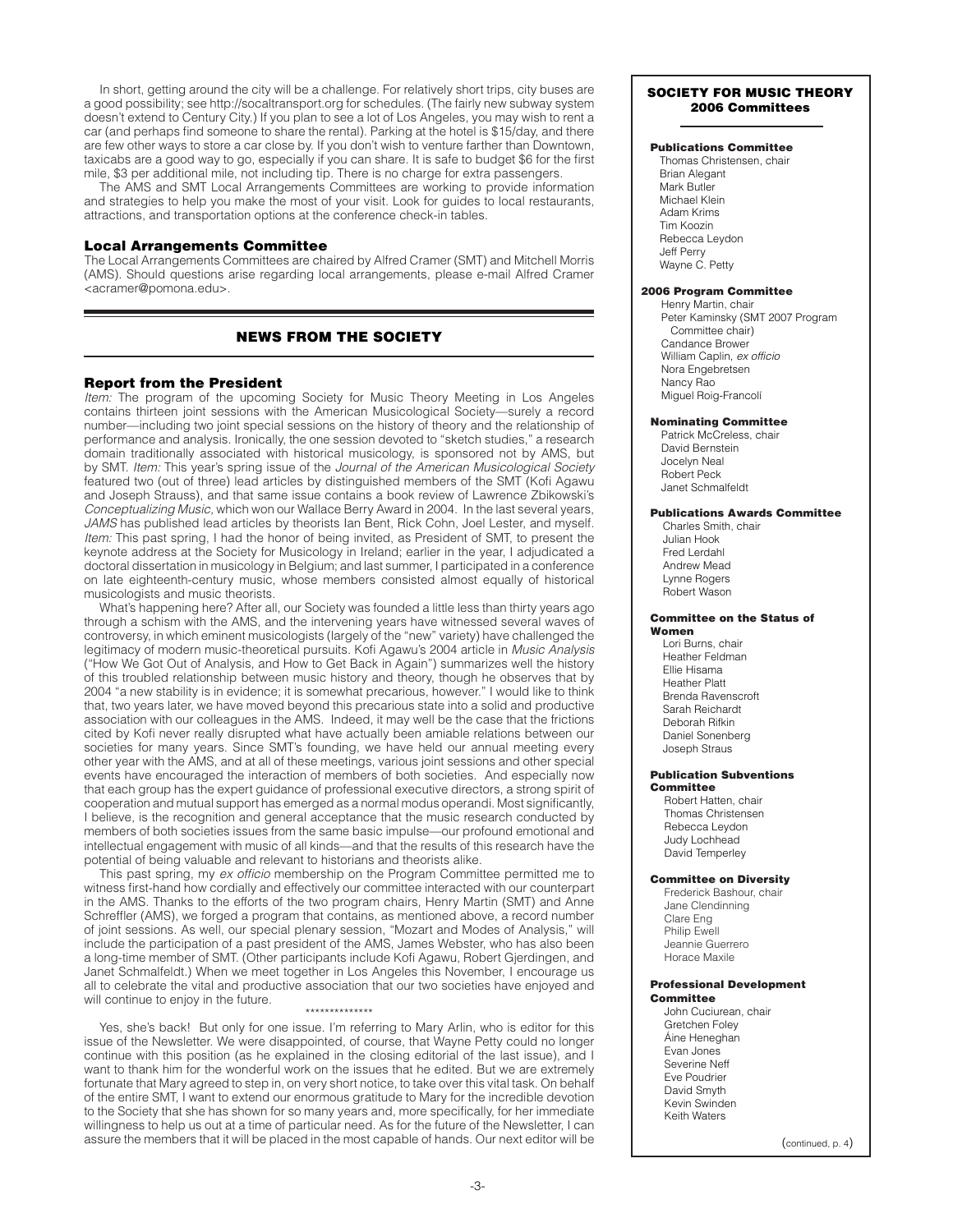In short, getting around the city will be a challenge. For relatively short trips, city buses are a good possibility; see http://socaltransport.org for schedules. (The fairly new subway system doesn't extend to Century City.) If you plan to see a lot of Los Angeles, you may wish to rent a car (and perhaps find someone to share the rental). Parking at the hotel is $15/day, and there are few other ways to store a car close by. If you don't wish to venture farther than Downtown, taxicabs are a good way to go, especially if you can share. It is safe to budget $6 for the first mile, $3 per additional mile, not including tip. There is no charge for extra passengers.

The AMS and SMT Local Arrangements Committees are working to provide information and strategies to help you make the most of your visit. Look for guides to local restaurants, attractions, and transportation options at the conference check-in tables.

### Local Arrangements Committee

The Local Arrangements Committees are chaired by Alfred Cramer (SMT) and Mitchell Morris (AMS). Should questions arise regarding local arrangements, please e-mail Alfred Cramer <acramer@pomona.edu>.

## NEWS FROM THE SOCIETY

### Report from the President

*Item:* The program of the upcoming Society for Music Theory Meeting in Los Angeles contains thirteen joint sessions with the American Musicological Society—surely a record number—including two joint special sessions on the history of theory and the relationship of performance and analysis. Ironically, the one session devoted to "sketch studies," a research domain traditionally associated with historical musicology, is sponsored not by AMS, but by SMT. *Item:* This year's spring issue of the *Journal of the American Musicological Society* featured two (out of three) lead articles by distinguished members of the SMT (Kofi Agawu and Joseph Strauss), and that same issue contains a book review of Lawrence Zbikowski's *Conceptualizing Music,* which won our Wallace Berry Award in 2004. In the last several years, *JAMS* has published lead articles by theorists Ian Bent, Rick Cohn, Joel Lester, and myself. *Item:* This past spring, I had the honor of being invited, as President of SMT, to present the keynote address at the Society for Musicology in Ireland; earlier in the year, I adjudicated a doctoral dissertation in musicology in Belgium; and last summer, I participated in a conference on late eighteenth-century music, whose members consisted almost equally of historical musicologists and music theorists.

What's happening here? After all, our Society was founded a little less than thirty years ago through a schism with the AMS, and the intervening years have witnessed several waves of controversy, in which eminent musicologists (largely of the "new" variety) have challenged the legitimacy of modern music-theoretical pursuits. Kofi Agawu's 2004 article in *Music Analysis* ("How We Got Out of Analysis, and How to Get Back in Again") summarizes well the history of this troubled relationship between music history and theory, though he observes that by 2004 "a new stability is in evidence; it is somewhat precarious, however." I would like to think that, two years later, we have moved beyond this precarious state into a solid and productive association with our colleagues in the AMS. Indeed, it may well be the case that the frictions cited by Kofi never really disrupted what have actually been amiable relations between our societies for many years. Since SMT's founding, we have held our annual meeting every other year with the AMS, and at all of these meetings, various joint sessions and other special events have encouraged the interaction of members of both societies. And especially now that each group has the expert guidance of professional executive directors, a strong spirit of cooperation and mutual support has emerged as a normal modus operandi. Most significantly, I believe, is the recognition and general acceptance that the music research conducted by members of both societies issues from the same basic impulse—our profound emotional and intellectual engagement with music of all kinds—and that the results of this research have the potential of being valuable and relevant to historians and theorists alike.

This past spring, my *ex officio* membership on the Program Committee permitted me to witness first-hand how cordially and effectively our committee interacted with our counterpart in the AMS. Thanks to the efforts of the two program chairs, Henry Martin (SMT) and Anne Schreffler (AMS), we forged a program that contains, as mentioned above, a record number of joint sessions. As well, our special plenary session, "Mozart and Modes of Analysis," will include the participation of a past president of the AMS, James Webster, who has also been a long-time member of SMT. (Other participants include Kofi Agawu, Robert Gjerdingen, and Janet Schmalfeldt.) When we meet together in Los Angeles this November, I encourage us all to celebrate the vital and productive association that our two societies have enjoyed and will continue to enjoy in the future.

**************

Yes, she's back! But only for one issue. I'm referring to Mary Arlin, who is editor for this issue of the Newsletter. We were disappointed, of course, that Wayne Petty could no longer continue with this position (as he explained in the closing editorial of the last issue), and I want to thank him for the wonderful work on the issues that he edited. But we are extremely fortunate that Mary agreed to step in, on very short notice, to take over this vital task. On behalf of the entire SMT, I want to extend our enormous gratitude to Mary for the incredible devotion to the Society that she has shown for so many years and, more specifically, for her immediate willingness to help us out at a time of particular need. As for the future of the Newsletter, I can assure the members that it will be placed in the most capable of hands. Our next editor will be

## SOCIETY FOR MUSIC THEORY 2006 Committees

**Publications Committee**
Thomas Christensen, chair
Brian Alegant
Mark Butler
Michael Klein
Adam Krims
Tim Koozin
Rebecca Leydon
Jeff Perry
Wayne C. Petty

**2006 Program Committee**
Henry Martin, chair
Peter Kaminsky (SMT 2007 Program Committee chair)
Candance Brower
William Caplin, *ex officio*
Nora Engebretsen
Nancy Rao
Miguel Roig-Francolí

**Nominating Committee**
Patrick McCreless, chair
David Bernstein
Jocelyn Neal
Robert Peck
Janet Schmalfeldt

**Publications Awards Committee**
Charles Smith, chair
Julian Hook
Fred Lerdahl
Andrew Mead
Lynne Rogers
Robert Wason

**Committee on the Status of Women**
Lori Burns, chair
Heather Feldman
Ellie Hisama
Heather Platt
Brenda Ravenscroft
Sarah Reichardt
Deborah Rifkin
Daniel Sonenberg
Joseph Straus

**Publication Subventions Committee**
Robert Hatten, chair
Thomas Christensen
Rebecca Leydon
Judy Lochhead
David Temperley

**Committee on Diversity**
Frederick Bashour, chair
Jane Clendinning
Clare Eng
Philip Ewell
Jeannie Guerrero
Horace Maxile

**Professional Development Committee**
John Cuciurean, chair
Gretchen Foley
Áine Heneghan
Evan Jones
Severine Neff
Eve Poudrier
David Smyth
Kevin Swinden
Keith Waters

(continued, p. 4)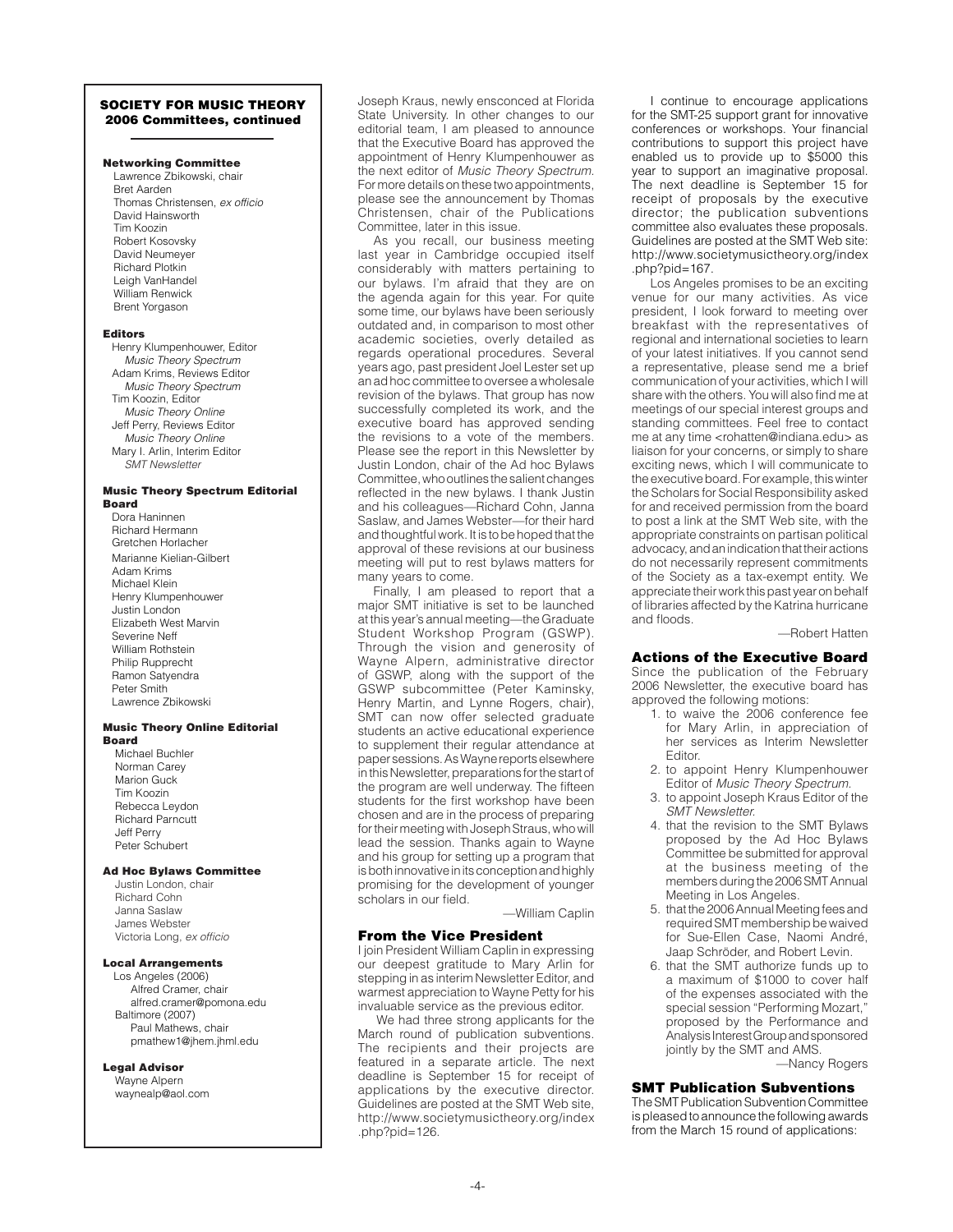## SOCIETY FOR MUSIC THEORY 2006 Committees, continued

**Networking Committee**
Lawrence Zbikowski, chair
Bret Aarden
Thomas Christensen, *ex officio*
David Hainsworth
Tim Koozin
Robert Kosovsky
David Neumeyer
Richard Plotkin
Leigh VanHandel
William Renwick
Brent Yorgason

**Editors**
Henry Klumpenhouwer, Editor
*Music Theory Spectrum*
Adam Krims, Reviews Editor
*Music Theory Spectrum*
Tim Koozin, Editor
*Music Theory Online*
Jeff Perry, Reviews Editor
*Music Theory Online*
Mary I. Arlin, Interim Editor
*SMT Newsletter*

**Music Theory Spectrum Editorial Board**
Dora Haninnen
Richard Hermann
Gretchen Horlacher
Marianne Kielian-Gilbert
Adam Krims
Michael Klein
Henry Klumpenhouwer
Justin London
Elizabeth West Marvin
Severine Neff
William Rothstein
Philip Rupprecht
Ramon Satyendra
Peter Smith
Lawrence Zbikowski

**Music Theory Online Editorial Board**
Michael Buchler
Norman Carey
Marion Guck
Tim Koozin
Rebecca Leydon
Richard Parncutt
Jeff Perry
Peter Schubert

**Ad Hoc Bylaws Committee**
Justin London, chair
Richard Cohn
Janna Saslaw
James Webster
Victoria Long, *ex officio*

**Local Arrangements**
Los Angeles (2006)
Alfred Cramer, chair
alfred.cramer@pomona.edu
Baltimore (2007)
Paul Mathews, chair
pmathew1@jhem.jhml.edu

**Legal Advisor**
Wayne Alpern
waynealp@aol.com

Joseph Kraus, newly ensconced at Florida State University. In other changes to our editorial team, I am pleased to announce that the Executive Board has approved the appointment of Henry Klumpenhouwer as the next editor of *Music Theory Spectrum*. For more details on these two appointments, please see the announcement by Thomas Christensen, chair of the Publications Committee, later in this issue.

As you recall, our business meeting last year in Cambridge occupied itself considerably with matters pertaining to our bylaws. I'm afraid that they are on the agenda again for this year. For quite some time, our bylaws have been seriously outdated and, in comparison to most other academic societies, overly detailed as regards operational procedures. Several years ago, past president Joel Lester set up an ad hoc committee to oversee a wholesale revision of the bylaws. That group has now successfully completed its work, and the executive board has approved sending the revisions to a vote of the members. Please see the report in this Newsletter by Justin London, chair of the Ad hoc Bylaws Committee, who outlines the salient changes reflected in the new bylaws. I thank Justin and his colleagues—Richard Cohn, Janna Saslaw, and James Webster—for their hard and thoughtful work. It is to be hoped that the approval of these revisions at our business meeting will put to rest bylaws matters for many years to come.

Finally, I am pleased to report that a major SMT initiative is set to be launched at this year's annual meeting—the Graduate Student Workshop Program (GSWP). Through the vision and generosity of Wayne Alpern, administrative director of GSWP, along with the support of the GSWP subcommittee (Peter Kaminsky, Henry Martin, and Lynne Rogers, chair), SMT can now offer selected graduate students an active educational experience to supplement their regular attendance at paper sessions. As Wayne reports elsewhere in this Newsletter, preparations for the start of the program are well underway. The fifteen students for the first workshop have been chosen and are in the process of preparing for their meeting with Joseph Straus, who will lead the session. Thanks again to Wayne and his group for setting up a program that is both innovative in its conception and highly promising for the development of younger scholars in our field.

—William Caplin

### From the Vice President

I join President William Caplin in expressing our deepest gratitude to Mary Arlin for stepping in as interim Newsletter Editor, and warmest appreciation to Wayne Petty for his invaluable service as the previous editor.

We had three strong applicants for the March round of publication subventions. The recipients and their projects are featured in a separate article. The next deadline is September 15 for receipt of applications by the executive director. Guidelines are posted at the SMT Web site, http://www.societymusictheory.org/index.php?pid=126.

I continue to encourage applications for the SMT-25 support grant for innovative conferences or workshops. Your financial contributions to support this project have enabled us to provide up to $5000 this year to support an imaginative proposal. The next deadline is September 15 for receipt of proposals by the executive director; the publication subventions committee also evaluates these proposals. Guidelines are posted at the SMT Web site: http://www.societymusictheory.org/index.php?pid=167.

Los Angeles promises to be an exciting venue for our many activities. As vice president, I look forward to meeting over breakfast with the representatives of regional and international societies to learn of your latest initiatives. If you cannot send a representative, please send me a brief communication of your activities, which I will share with the others. You will also find me at meetings of our special interest groups and standing committees. Feel free to contact me at any time <rohatten@indiana.edu> as liaison for your concerns, or simply to share exciting news, which I will communicate to the executive board. For example, this winter the Scholars for Social Responsibility asked for and received permission from the board to post a link at the SMT Web site, with the appropriate constraints on partisan political advocacy, and an indication that their actions do not necessarily represent commitments of the Society as a tax-exempt entity. We appreciate their work this past year on behalf of libraries affected by the Katrina hurricane and floods.

—Robert Hatten

### Actions of the Executive Board

Since the publication of the February 2006 Newsletter, the executive board has approved the following motions:

1. to waive the 2006 conference fee for Mary Arlin, in appreciation of her services as Interim Newsletter Editor.
2. to appoint Henry Klumpenhouwer Editor of *Music Theory Spectrum.*
3. to appoint Joseph Kraus Editor of the *SMT Newsletter.*
4. that the revision to the SMT Bylaws proposed by the Ad Hoc Bylaws Committee be submitted for approval at the business meeting of the members during the 2006 SMT Annual Meeting in Los Angeles.
5. that the 2006 Annual Meeting fees and required SMT membership be waived for Sue-Ellen Case, Naomi André, Jaap Schröder, and Robert Levin.
6. that the SMT authorize funds up to a maximum of $1000 to cover half of the expenses associated with the special session "Performing Mozart," proposed by the Performance and Analysis Interest Group and sponsored jointly by the SMT and AMS.

—Nancy Rogers

### SMT Publication Subventions

The SMT Publication Subvention Committee is pleased to announce the following awards from the March 15 round of applications: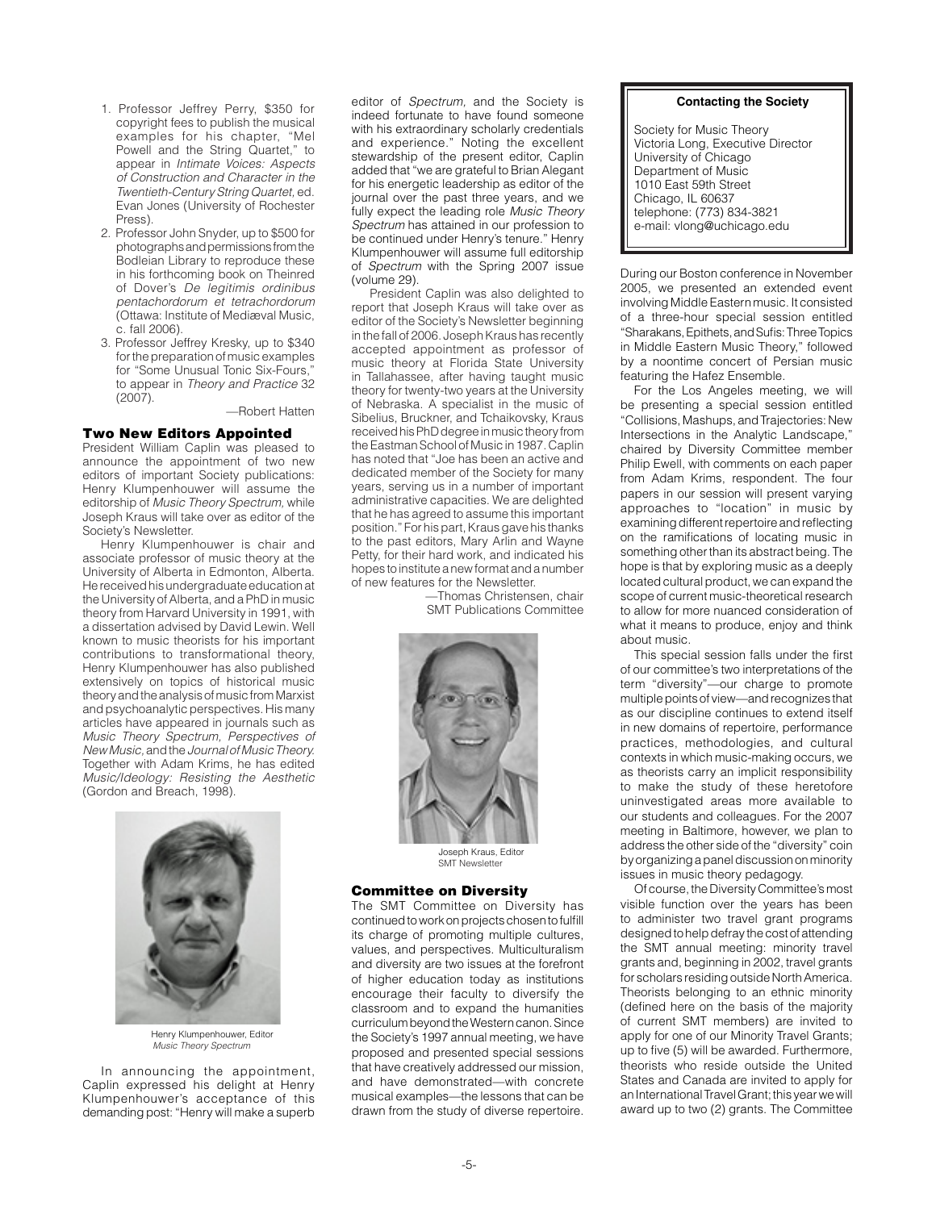1. Professor Jeffrey Perry, $350 for copyright fees to publish the musical examples for his chapter, "Mel Powell and the String Quartet," to appear in *Intimate Voices: Aspects of Construction and Character in the Twentieth-Century String Quartet*, ed. Evan Jones (University of Rochester Press).
2. Professor John Snyder, up to $500 for photographs and permissions from the Bodleian Library to reproduce these in his forthcoming book on Theinred of Dover's *De legitimis ordinibus pentachordorum et tetrachordorum* (Ottawa: Institute of Mediæval Music, c. fall 2006).
3. Professor Jeffrey Kresky, up to $340 for the preparation of music examples for "Some Unusual Tonic Six-Fours," to appear in *Theory and Practice* 32 (2007).

—Robert Hatten

## Two New Editors Appointed

President William Caplin was pleased to announce the appointment of two new editors of important Society publications: Henry Klumpenhouwer will assume the editorship of *Music Theory Spectrum,* while Joseph Kraus will take over as editor of the Society's Newsletter.

Henry Klumpenhouwer is chair and associate professor of music theory at the University of Alberta in Edmonton, Alberta. He received his undergraduate education at the University of Alberta, and a PhD in music theory from Harvard University in 1991, with a dissertation advised by David Lewin. Well known to music theorists for his important contributions to transformational theory, Henry Klumpenhouwer has also published extensively on topics of historical music theory and the analysis of music from Marxist and psychoanalytic perspectives. His many articles have appeared in journals such as *Music Theory Spectrum, Perspectives of New Music,* and the *Journal of Music Theory.* Together with Adam Krims, he has edited *Music/Ideology: Resisting the Aesthetic* (Gordon and Breach, 1998).

Henry Klumpenhouwer, Editor *Music Theory Spectrum*

In announcing the appointment, Caplin expressed his delight at Henry Klumpenhouwer's acceptance of this demanding post: "Henry will make a superb editor of *Spectrum,* and the Society is indeed fortunate to have found someone with his extraordinary scholarly credentials and experience." Noting the excellent stewardship of the present editor, Caplin added that "we are grateful to Brian Alegant for his energetic leadership as editor of the journal over the past three years, and we fully expect the leading role *Music Theory Spectrum* has attained in our profession to be continued under Henry's tenure." Henry Klumpenhouwer will assume full editorship of *Spectrum* with the Spring 2007 issue (volume 29).

President Caplin was also delighted to report that Joseph Kraus will take over as editor of the Society's Newsletter beginning in the fall of 2006. Joseph Kraus has recently accepted appointment as professor of music theory at Florida State University in Tallahassee, after having taught music theory for twenty-two years at the University of Nebraska. A specialist in the music of Sibelius, Bruckner, and Tchaikovsky, Kraus received his PhD degree in music theory from the Eastman School of Music in 1987. Caplin has noted that "Joe has been an active and dedicated member of the Society for many years, serving us in a number of important administrative capacities. We are delighted that he has agreed to assume this important position." For his part, Kraus gave his thanks to the past editors, Mary Arlin and Wayne Petty, for their hard work, and indicated his hopes to institute a new format and a number of new features for the Newsletter.

—Thomas Christensen, chair
SMT Publications Committee

Joseph Kraus, Editor SMT Newsletter

## Committee on Diversity

The SMT Committee on Diversity has continued to work on projects chosen to fulfill its charge of promoting multiple cultures, values, and perspectives. Multiculturalism and diversity are two issues at the forefront of higher education today as institutions encourage their faculty to diversify the classroom and to expand the humanities curriculum beyond the Western canon. Since the Society's 1997 annual meeting, we have proposed and presented special sessions that have creatively addressed our mission, and have demonstrated—with concrete musical examples—the lessons that can be drawn from the study of diverse repertoire.

**Contacting the Society**

Society for Music Theory
Victoria Long, Executive Director
University of Chicago
Department of Music
1010 East 59th Street
Chicago, IL 60637
telephone: (773) 834-3821
e-mail: vlong@uchicago.edu

During our Boston conference in November 2005, we presented an extended event involving Middle Eastern music. It consisted of a three-hour special session entitled "Sharakans, Epithets, and Sufis: Three Topics in Middle Eastern Music Theory," followed by a noontime concert of Persian music featuring the Hafez Ensemble.

For the Los Angeles meeting, we will be presenting a special session entitled "Collisions, Mashups, and Trajectories: New Intersections in the Analytic Landscape," chaired by Diversity Committee member Philip Ewell, with comments on each paper from Adam Krims, respondent. The four papers in our session will present varying approaches to "location" in music by examining different repertoire and reflecting on the ramifications of locating music in something other than its abstract being. The hope is that by exploring music as a deeply located cultural product, we can expand the scope of current music-theoretical research to allow for more nuanced consideration of what it means to produce, enjoy and think about music.

This special session falls under the first of our committee's two interpretations of the term "diversity"—our charge to promote multiple points of view—and recognizes that as our discipline continues to extend itself in new domains of repertoire, performance practices, methodologies, and cultural contexts in which music-making occurs, we as theorists carry an implicit responsibility to make the study of these heretofore uninvestigated areas more available to our students and colleagues. For the 2007 meeting in Baltimore, however, we plan to address the other side of the "diversity" coin by organizing a panel discussion on minority issues in music theory pedagogy.

Of course, the Diversity Committee's most visible function over the years has been to administer two travel grant programs designed to help defray the cost of attending the SMT annual meeting: minority travel grants and, beginning in 2002, travel grants for scholars residing outside North America. Theorists belonging to an ethnic minority (defined here on the basis of the majority of current SMT members) are invited to apply for one of our Minority Travel Grants; up to five (5) will be awarded. Furthermore, theorists who reside outside the United States and Canada are invited to apply for an International Travel Grant; this year we will award up to two (2) grants. The Committee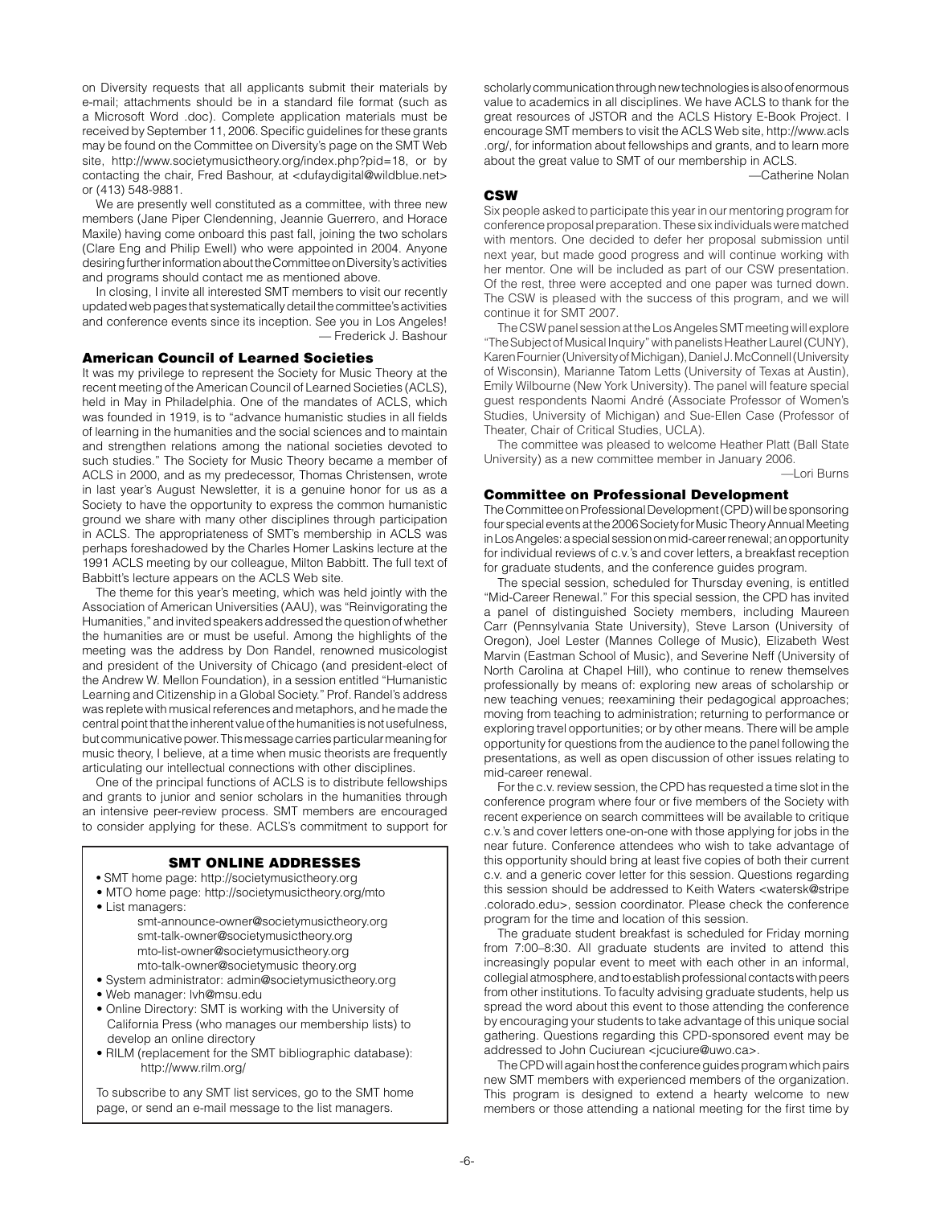on Diversity requests that all applicants submit their materials by e-mail; attachments should be in a standard file format (such as a Microsoft Word .doc). Complete application materials must be received by September 11, 2006. Specific guidelines for these grants may be found on the Committee on Diversity's page on the SMT Web site, http://www.societymusictheory.org/index.php?pid=18, or by contacting the chair, Fred Bashour, at <dufaydigital@wildblue.net> or (413) 548-9881.

We are presently well constituted as a committee, with three new members (Jane Piper Clendenning, Jeannie Guerrero, and Horace Maxile) having come onboard this past fall, joining the two scholars (Clare Eng and Philip Ewell) who were appointed in 2004. Anyone desiring further information about the Committee on Diversity's activities and programs should contact me as mentioned above.

In closing, I invite all interested SMT members to visit our recently updated web pages that systematically detail the committee's activities and conference events since its inception. See you in Los Angeles!

— Frederick J. Bashour

### American Council of Learned Societies

It was my privilege to represent the Society for Music Theory at the recent meeting of the American Council of Learned Societies (ACLS), held in May in Philadelphia. One of the mandates of ACLS, which was founded in 1919, is to "advance humanistic studies in all fields of learning in the humanities and the social sciences and to maintain and strengthen relations among the national societies devoted to such studies." The Society for Music Theory became a member of ACLS in 2000, and as my predecessor, Thomas Christensen, wrote in last year's August Newsletter, it is a genuine honor for us as a Society to have the opportunity to express the common humanistic ground we share with many other disciplines through participation in ACLS. The appropriateness of SMT's membership in ACLS was perhaps foreshadowed by the Charles Homer Laskins lecture at the 1991 ACLS meeting by our colleague, Milton Babbitt. The full text of Babbitt's lecture appears on the ACLS Web site.

The theme for this year's meeting, which was held jointly with the Association of American Universities (AAU), was "Reinvigorating the Humanities," and invited speakers addressed the question of whether the humanities are or must be useful. Among the highlights of the meeting was the address by Don Randel, renowned musicologist and president of the University of Chicago (and president-elect of the Andrew W. Mellon Foundation), in a session entitled "Humanistic Learning and Citizenship in a Global Society." Prof. Randel's address was replete with musical references and metaphors, and he made the central point that the inherent value of the humanities is not usefulness, but communicative power. This message carries particular meaning for music theory, I believe, at a time when music theorists are frequently articulating our intellectual connections with other disciplines.

One of the principal functions of ACLS is to distribute fellowships and grants to junior and senior scholars in the humanities through an intensive peer-review process. SMT members are encouraged to consider applying for these. ACLS's commitment to support for scholarly communication through new technologies is also of enormous value to academics in all disciplines. We have ACLS to thank for the great resources of JSTOR and the ACLS History E-Book Project. I encourage SMT members to visit the ACLS Web site, http://www.acls.org/, for information about fellowships and grants, and to learn more about the great value to SMT of our membership in ACLS.

—Catherine Nolan

### CSW

Six people asked to participate this year in our mentoring program for conference proposal preparation. These six individuals were matched with mentors. One decided to defer her proposal submission until next year, but made good progress and will continue working with her mentor. One will be included as part of our CSW presentation. Of the rest, three were accepted and one paper was turned down. The CSW is pleased with the success of this program, and we will continue it for SMT 2007.

The CSW panel session at the Los Angeles SMT meeting will explore "The Subject of Musical Inquiry" with panelists Heather Laurel (CUNY), Karen Fournier (University of Michigan), Daniel J. McConnell (University of Wisconsin), Marianne Tatom Letts (University of Texas at Austin), Emily Wilbourne (New York University). The panel will feature special guest respondents Naomi André (Associate Professor of Women's Studies, University of Michigan) and Sue-Ellen Case (Professor of Theater, Chair of Critical Studies, UCLA).

The committee was pleased to welcome Heather Platt (Ball State University) as a new committee member in January 2006.

—Lori Burns

### Committee on Professional Development

The Committee on Professional Development (CPD) will be sponsoring four special events at the 2006 Society for Music Theory Annual Meeting in Los Angeles: a special session on mid-career renewal; an opportunity for individual reviews of c.v.'s and cover letters, a breakfast reception for graduate students, and the conference guides program.

The special session, scheduled for Thursday evening, is entitled "Mid-Career Renewal." For this special session, the CPD has invited a panel of distinguished Society members, including Maureen Carr (Pennsylvania State University), Steve Larson (University of Oregon), Joel Lester (Mannes College of Music), Elizabeth West Marvin (Eastman School of Music), and Severine Neff (University of North Carolina at Chapel Hill), who continue to renew themselves professionally by means of: exploring new areas of scholarship or new teaching venues; reexamining their pedagogical approaches; moving from teaching to administration; returning to performance or exploring travel opportunities; or by other means. There will be ample opportunity for questions from the audience to the panel following the presentations, as well as open discussion of other issues relating to mid-career renewal.

For the c.v. review session, the CPD has requested a time slot in the conference program where four or five members of the Society with recent experience on search committees will be available to critique c.v.'s and cover letters one-on-one with those applying for jobs in the near future. Conference attendees who wish to take advantage of this opportunity should bring at least five copies of both their current c.v. and a generic cover letter for this session. Questions regarding this session should be addressed to Keith Waters <watersk@stripe.colorado.edu>, session coordinator. Please check the conference program for the time and location of this session.

The graduate student breakfast is scheduled for Friday morning from 7:00–8:30. All graduate students are invited to attend this increasingly popular event to meet with each other in an informal, collegial atmosphere, and to establish professional contacts with peers from other institutions. To faculty advising graduate students, help us spread the word about this event to those attending the conference by encouraging your students to take advantage of this unique social gathering. Questions regarding this CPD-sponsored event may be addressed to John Cuciurean <jcuciure@uwo.ca>.

The CPD will again host the conference guides program which pairs new SMT members with experienced members of the organization. This program is designed to extend a hearty welcome to new members or those attending a national meeting for the first time by

---

### SMT ONLINE ADDRESSES

- SMT home page: http://societymusictheory.org
- MTO home page: http://societymusictheory.org/mto
- List managers:
  - smt-announce-owner@societymusictheory.org
  - smt-talk-owner@societymusictheory.org
  - mto-list-owner@societymusictheory.org
  - mto-talk-owner@societymusic theory.org
- System administrator: admin@societymusictheory.org
- Web manager: lvh@msu.edu
- Online Directory: SMT is working with the University of California Press (who manages our membership lists) to develop an online directory
- RILM (replacement for the SMT bibliographic database): http://www.rilm.org/

To subscribe to any SMT list services, go to the SMT home page, or send an e-mail message to the list managers.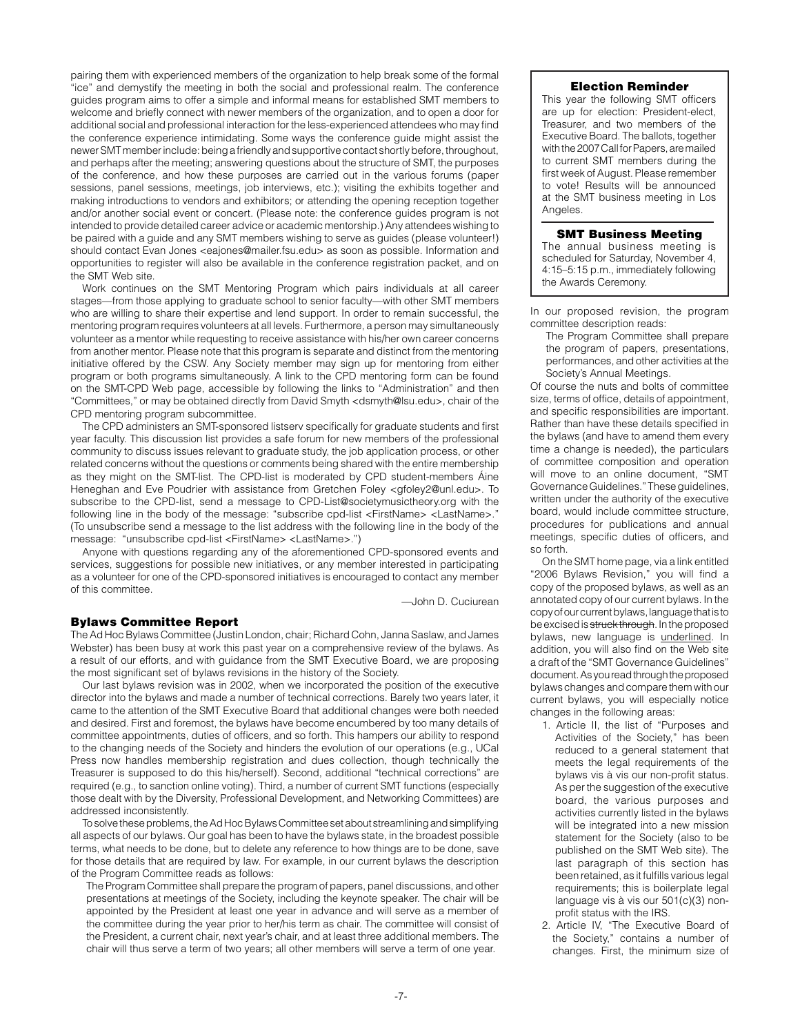pairing them with experienced members of the organization to help break some of the formal "ice" and demystify the meeting in both the social and professional realm. The conference guides program aims to offer a simple and informal means for established SMT members to welcome and briefly connect with newer members of the organization, and to open a door for additional social and professional interaction for the less-experienced attendees who may find the conference experience intimidating. Some ways the conference guide might assist the newer SMT member include: being a friendly and supportive contact shortly before, throughout, and perhaps after the meeting; answering questions about the structure of SMT, the purposes of the conference, and how these purposes are carried out in the various forums (paper sessions, panel sessions, meetings, job interviews, etc.); visiting the exhibits together and making introductions to vendors and exhibitors; or attending the opening reception together and/or another social event or concert. (Please note: the conference guides program is not intended to provide detailed career advice or academic mentorship.) Any attendees wishing to be paired with a guide and any SMT members wishing to serve as guides (please volunteer!) should contact Evan Jones <eajones@mailer.fsu.edu> as soon as possible. Information and opportunities to register will also be available in the conference registration packet, and on the SMT Web site.

Work continues on the SMT Mentoring Program which pairs individuals at all career stages—from those applying to graduate school to senior faculty—with other SMT members who are willing to share their expertise and lend support. In order to remain successful, the mentoring program requires volunteers at all levels. Furthermore, a person may simultaneously volunteer as a mentor while requesting to receive assistance with his/her own career concerns from another mentor. Please note that this program is separate and distinct from the mentoring initiative offered by the CSW. Any Society member may sign up for mentoring from either program or both programs simultaneously. A link to the CPD mentoring form can be found on the SMT-CPD Web page, accessible by following the links to "Administration" and then "Committees," or may be obtained directly from David Smyth <dsmyth@lsu.edu>, chair of the CPD mentoring program subcommittee.

The CPD administers an SMT-sponsored listserv specifically for graduate students and first year faculty. This discussion list provides a safe forum for new members of the professional community to discuss issues relevant to graduate study, the job application process, or other related concerns without the questions or comments being shared with the entire membership as they might on the SMT-list. The CPD-list is moderated by CPD student-members Áine Heneghan and Eve Poudrier with assistance from Gretchen Foley <gfoley2@unl.edu>. To subscribe to the CPD-list, send a message to CPD-List@societymusictheory.org with the following line in the body of the message: "subscribe cpd-list <FirstName> <LastName>." (To unsubscribe send a message to the list address with the following line in the body of the message: "unsubscribe cpd-list <FirstName> <LastName>.")

Anyone with questions regarding any of the aforementioned CPD-sponsored events and services, suggestions for possible new initiatives, or any member interested in participating as a volunteer for one of the CPD-sponsored initiatives is encouraged to contact any member of this committee.

—John D. Cuciurean

## Bylaws Committee Report

The Ad Hoc Bylaws Committee (Justin London, chair; Richard Cohn, Janna Saslaw, and James Webster) has been busy at work this past year on a comprehensive review of the bylaws. As a result of our efforts, and with guidance from the SMT Executive Board, we are proposing the most significant set of bylaws revisions in the history of the Society.

Our last bylaws revision was in 2002, when we incorporated the position of the executive director into the bylaws and made a number of technical corrections. Barely two years later, it came to the attention of the SMT Executive Board that additional changes were both needed and desired. First and foremost, the bylaws have become encumbered by too many details of committee appointments, duties of officers, and so forth. This hampers our ability to respond to the changing needs of the Society and hinders the evolution of our operations (e.g., UCal Press now handles membership registration and dues collection, though technically the Treasurer is supposed to do this his/herself). Second, additional "technical corrections" are required (e.g., to sanction online voting). Third, a number of current SMT functions (especially those dealt with by the Diversity, Professional Development, and Networking Committees) are addressed inconsistently.

To solve these problems, the Ad Hoc Bylaws Committee set about streamlining and simplifying all aspects of our bylaws. Our goal has been to have the bylaws state, in the broadest possible terms, what needs to be done, but to delete any reference to how things are to be done, save for those details that are required by law. For example, in our current bylaws the description of the Program Committee reads as follows:

> The Program Committee shall prepare the program of papers, panel discussions, and other presentations at meetings of the Society, including the keynote speaker. The chair will be appointed by the President at least one year in advance and will serve as a member of the committee during the year prior to her/his term as chair. The committee will consist of the President, a current chair, next year's chair, and at least three additional members. The chair will thus serve a term of two years; all other members will serve a term of one year.

### Election Reminder

This year the following SMT officers are up for election: President-elect, Treasurer, and two members of the Executive Board. The ballots, together with the 2007 Call for Papers, are mailed to current SMT members during the first week of August. Please remember to vote! Results will be announced at the SMT business meeting in Los Angeles.

### SMT Business Meeting

The annual business meeting is scheduled for Saturday, November 4, 4:15–5:15 p.m., immediately following the Awards Ceremony.

In our proposed revision, the program committee description reads:

> The Program Committee shall prepare the program of papers, presentations, performances, and other activities at the Society's Annual Meetings.

Of course the nuts and bolts of committee size, terms of office, details of appointment, and specific responsibilities are important. Rather than have these details specified in the bylaws (and have to amend them every time a change is needed), the particulars of committee composition and operation will move to an online document, "SMT Governance Guidelines." These guidelines, written under the authority of the executive board, would include committee structure, procedures for publications and annual meetings, specific duties of officers, and so forth.

On the SMT home page, via a link entitled "2006 Bylaws Revision," you will find a copy of the proposed bylaws, as well as an annotated copy of our current bylaws. In the copy of our current bylaws, language that is to be excised is ~~struck through~~. In the proposed bylaws, new language is <u>underlined</u>. In addition, you will also find on the Web site a draft of the "SMT Governance Guidelines" document. As you read through the proposed bylaws changes and compare them with our current bylaws, you will especially notice changes in the following areas:

1. Article II, the list of "Purposes and Activities of the Society," has been reduced to a general statement that meets the legal requirements of the bylaws vis à vis our non-profit status. As per the suggestion of the executive board, the various purposes and activities currently listed in the bylaws will be integrated into a new mission statement for the Society (also to be published on the SMT Web site). The last paragraph of this section has been retained, as it fulfills various legal requirements; this is boilerplate legal language vis à vis our 501(c)(3) non-profit status with the IRS.
2. Article IV, "The Executive Board of the Society," contains a number of changes. First, the minimum size of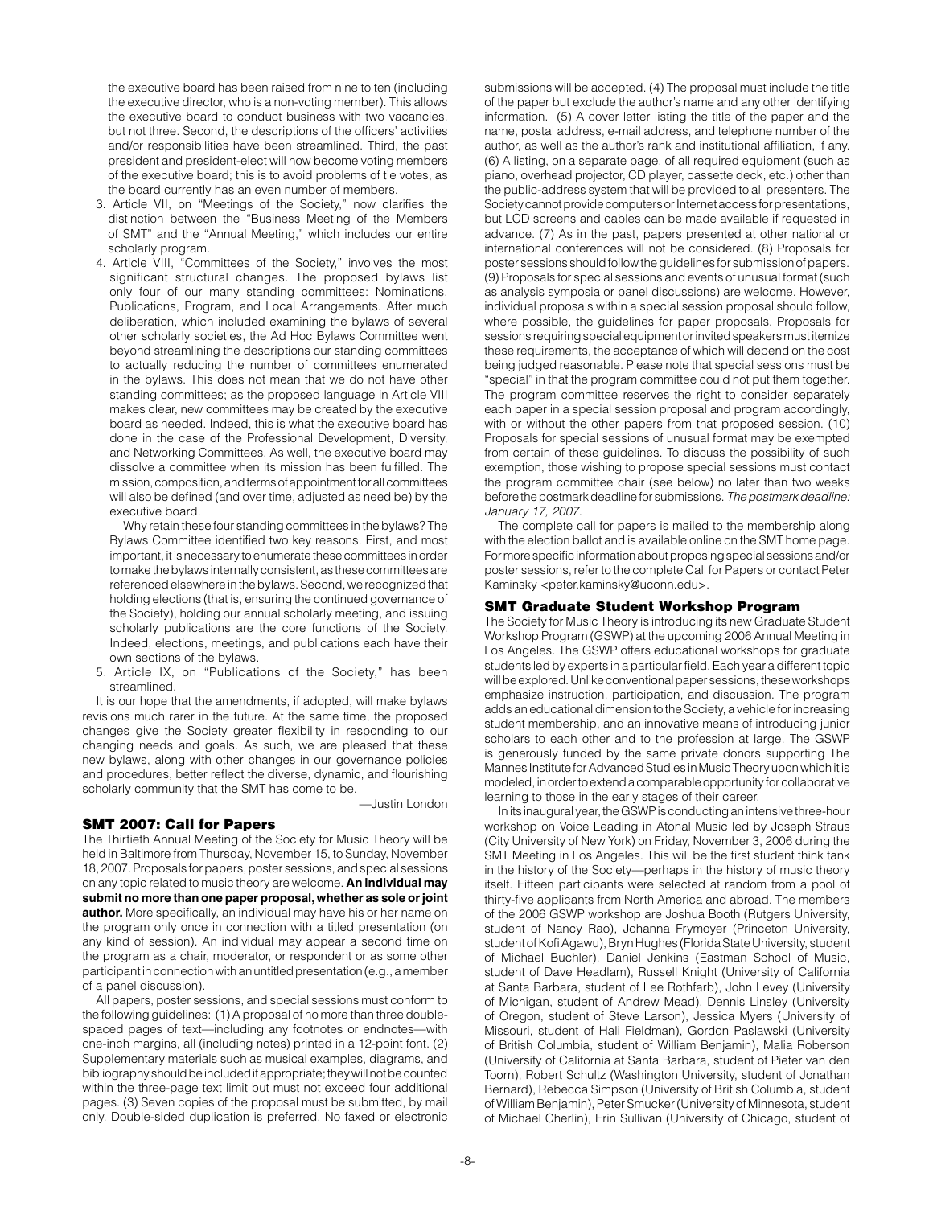the executive board has been raised from nine to ten (including the executive director, who is a non-voting member). This allows the executive board to conduct business with two vacancies, but not three. Second, the descriptions of the officers' activities and/or responsibilities have been streamlined. Third, the past president and president-elect will now become voting members of the executive board; this is to avoid problems of tie votes, as the board currently has an even number of members.

3. Article VII, on "Meetings of the Society," now clarifies the distinction between the "Business Meeting of the Members of SMT" and the "Annual Meeting," which includes our entire scholarly program.
4. Article VIII, "Committees of the Society," involves the most significant structural changes. The proposed bylaws list only four of our many standing committees: Nominations, Publications, Program, and Local Arrangements. After much deliberation, which included examining the bylaws of several other scholarly societies, the Ad Hoc Bylaws Committee went beyond streamlining the descriptions our standing committees to actually reducing the number of committees enumerated in the bylaws. This does not mean that we do not have other standing committees; as the proposed language in Article VIII makes clear, new committees may be created by the executive board as needed. Indeed, this is what the executive board has done in the case of the Professional Development, Diversity, and Networking Committees. As well, the executive board may dissolve a committee when its mission has been fulfilled. The mission, composition, and terms of appointment for all committees will also be defined (and over time, adjusted as need be) by the executive board.

   Why retain these four standing committees in the bylaws? The Bylaws Committee identified two key reasons. First, and most important, it is necessary to enumerate these committees in order to make the bylaws internally consistent, as these committees are referenced elsewhere in the bylaws. Second, we recognized that holding elections (that is, ensuring the continued governance of the Society), holding our annual scholarly meeting, and issuing scholarly publications are the core functions of the Society. Indeed, elections, meetings, and publications each have their own sections of the bylaws.
5. Article IX, on "Publications of the Society," has been streamlined.

It is our hope that the amendments, if adopted, will make bylaws revisions much rarer in the future. At the same time, the proposed changes give the Society greater flexibility in responding to our changing needs and goals. As such, we are pleased that these new bylaws, along with other changes in our governance policies and procedures, better reflect the diverse, dynamic, and flourishing scholarly community that the SMT has come to be.

—Justin London

## SMT 2007: Call for Papers

The Thirtieth Annual Meeting of the Society for Music Theory will be held in Baltimore from Thursday, November 15, to Sunday, November 18, 2007. Proposals for papers, poster sessions, and special sessions on any topic related to music theory are welcome. **An individual may submit no more than one paper proposal, whether as sole or joint author.** More specifically, an individual may have his or her name on the program only once in connection with a titled presentation (on any kind of session). An individual may appear a second time on the program as a chair, moderator, or respondent or as some other participant in connection with an untitled presentation (e.g., a member of a panel discussion).

All papers, poster sessions, and special sessions must conform to the following guidelines: (1) A proposal of no more than three double-spaced pages of text—including any footnotes or endnotes—with one-inch margins, all (including notes) printed in a 12-point font. (2) Supplementary materials such as musical examples, diagrams, and bibliography should be included if appropriate; they will not be counted within the three-page text limit but must not exceed four additional pages. (3) Seven copies of the proposal must be submitted, by mail only. Double-sided duplication is preferred. No faxed or electronic submissions will be accepted. (4) The proposal must include the title of the paper but exclude the author's name and any other identifying information. (5) A cover letter listing the title of the paper and the name, postal address, e-mail address, and telephone number of the author, as well as the author's rank and institutional affiliation, if any. (6) A listing, on a separate page, of all required equipment (such as piano, overhead projector, CD player, cassette deck, etc.) other than the public-address system that will be provided to all presenters. The Society cannot provide computers or Internet access for presentations, but LCD screens and cables can be made available if requested in advance. (7) As in the past, papers presented at other national or international conferences will not be considered. (8) Proposals for poster sessions should follow the guidelines for submission of papers. (9) Proposals for special sessions and events of unusual format (such as analysis symposia or panel discussions) are welcome. However, individual proposals within a special session proposal should follow, where possible, the guidelines for paper proposals. Proposals for sessions requiring special equipment or invited speakers must itemize these requirements, the acceptance of which will depend on the cost being judged reasonable. Please note that special sessions must be "special" in that the program committee could not put them together. The program committee reserves the right to consider separately each paper in a special session proposal and program accordingly, with or without the other papers from that proposed session. (10) Proposals for special sessions of unusual format may be exempted from certain of these guidelines. To discuss the possibility of such exemption, those wishing to propose special sessions must contact the program committee chair (see below) no later than two weeks before the postmark deadline for submissions. *The postmark deadline: January 17, 2007.*

The complete call for papers is mailed to the membership along with the election ballot and is available online on the SMT home page. For more specific information about proposing special sessions and/or poster sessions, refer to the complete Call for Papers or contact Peter Kaminsky <peter.kaminsky@uconn.edu>.

## SMT Graduate Student Workshop Program

The Society for Music Theory is introducing its new Graduate Student Workshop Program (GSWP) at the upcoming 2006 Annual Meeting in Los Angeles. The GSWP offers educational workshops for graduate students led by experts in a particular field. Each year a different topic will be explored. Unlike conventional paper sessions, these workshops emphasize instruction, participation, and discussion. The program adds an educational dimension to the Society, a vehicle for increasing student membership, and an innovative means of introducing junior scholars to each other and to the profession at large. The GSWP is generously funded by the same private donors supporting The Mannes Institute for Advanced Studies in Music Theory upon which it is modeled, in order to extend a comparable opportunity for collaborative learning to those in the early stages of their career.

In its inaugural year, the GSWP is conducting an intensive three-hour workshop on Voice Leading in Atonal Music led by Joseph Straus (City University of New York) on Friday, November 3, 2006 during the SMT Meeting in Los Angeles. This will be the first student think tank in the history of the Society—perhaps in the history of music theory itself. Fifteen participants were selected at random from a pool of thirty-five applicants from North America and abroad. The members of the 2006 GSWP workshop are Joshua Booth (Rutgers University, student of Nancy Rao), Johanna Frymoyer (Princeton University, student of Kofi Agawu), Bryn Hughes (Florida State University, student of Michael Buchler), Daniel Jenkins (Eastman School of Music, student of Dave Headlam), Russell Knight (University of California at Santa Barbara, student of Lee Rothfarb), John Levey (University of Michigan, student of Andrew Mead), Dennis Linsley (University of Oregon, student of Steve Larson), Jessica Myers (University of Missouri, student of Hali Fieldman), Gordon Paslawski (University of British Columbia, student of William Benjamin), Malia Roberson (University of California at Santa Barbara, student of Pieter van den Toorn), Robert Schultz (Washington University, student of Jonathan Bernard), Rebecca Simpson (University of British Columbia, student of William Benjamin), Peter Smucker (University of Minnesota, student of Michael Cherlin), Erin Sullivan (University of Chicago, student of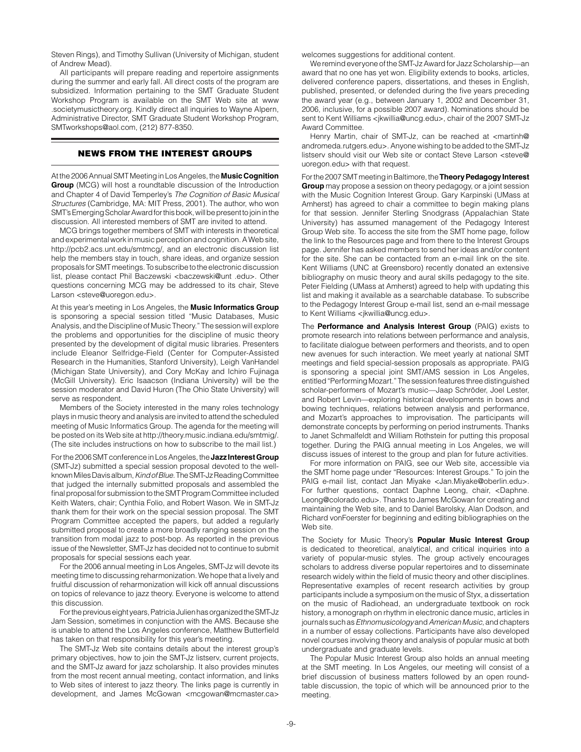Steven Rings), and Timothy Sullivan (University of Michigan, student of Andrew Mead).

All participants will prepare reading and repertoire assignments during the summer and early fall. All direct costs of the program are subsidized. Information pertaining to the SMT Graduate Student Workshop Program is available on the SMT Web site at www .societymusictheory.org. Kindly direct all inquiries to Wayne Alpern, Administrative Director, SMT Graduate Student Workshop Program, SMTworkshops@aol.com, (212) 877-8350.

## NEWS FROM THE INTEREST GROUPS

At the 2006 Annual SMT Meeting in Los Angeles, the **Music Cognition Group** (MCG) will host a roundtable discussion of the Introduction and Chapter 4 of David Temperley's *The Cognition of Basic Musical Structures* (Cambridge, MA: MIT Press, 2001). The author, who won SMT's Emerging Scholar Award for this book, will be present to join in the discussion. All interested members of SMT are invited to attend.

MCG brings together members of SMT with interests in theoretical and experimental work in music perception and cognition. A Web site, http://pcb2.acs.unt.edu/smtmcg/, and an electronic discussion list help the members stay in touch, share ideas, and organize session proposals for SMT meetings. To subscribe to the electronic discussion list, please contact Phil Baczewski <baczewski@unt .edu>. Other questions concerning MCG may be addressed to its chair, Steve Larson <steve@uoregon.edu>.

At this year's meeting in Los Angeles, the **Music Informatics Group** is sponsoring a special session titled "Music Databases, Music Analysis, and the Discipline of Music Theory." The session will explore the problems and opportunities for the discipline of music theory presented by the development of digital music libraries. Presenters include Eleanor Selfridge-Field (Center for Computer-Assisted Research in the Humanities, Stanford University), Leigh VanHandel (Michigan State University), and Cory McKay and Ichiro Fujinaga (McGill University). Eric Isaacson (Indiana University) will be the session moderator and David Huron (The Ohio State University) will serve as respondent.

Members of the Society interested in the many roles technology plays in music theory and analysis are invited to attend the scheduled meeting of Music Informatics Group. The agenda for the meeting will be posted on its Web site at http://theory.music.indiana.edu/smtmig/. (The site includes instructions on how to subscribe to the mail list.)

For the 2006 SMT conference in Los Angeles, the **Jazz Interest Group** (SMT-Jz) submitted a special session proposal devoted to the well-known Miles Davis album, *Kind of Blue*. The SMT-Jz Reading Committee that judged the internally submitted proposals and assembled the final proposal for submission to the SMT Program Committee included Keith Waters, chair; Cynthia Folio, and Robert Wason. We in SMT-Jz thank them for their work on the special session proposal. The SMT Program Committee accepted the papers, but added a regularly submitted proposal to create a more broadly ranging session on the transition from modal jazz to post-bop. As reported in the previous issue of the Newsletter, SMT-Jz has decided not to continue to submit proposals for special sessions each year.

For the 2006 annual meeting in Los Angeles, SMT-Jz will devote its meeting time to discussing reharmonization. We hope that a lively and fruitful discussion of reharmonization will kick off annual discussions on topics of relevance to jazz theory. Everyone is welcome to attend this discussion.

For the previous eight years, Patricia Julien has organized the SMT-Jz Jam Session, sometimes in conjunction with the AMS. Because she is unable to attend the Los Angeles conference, Matthew Butterfield has taken on that responsibility for this year's meeting.

The SMT-Jz Web site contains details about the interest group's primary objectives, how to join the SMT-Jz listserv, current projects, and the SMT-Jz award for jazz scholarship. It also provides minutes from the most recent annual meeting, contact information, and links to Web sites of interest to jazz theory. The links page is currently in development, and James McGowan <mcgowan@mcmaster.ca> welcomes suggestions for additional content.

We remind everyone of the SMT-Jz Award for Jazz Scholarship—an award that no one has yet won. Eligibility extends to books, articles, delivered conference papers, dissertations, and theses in English, published, presented, or defended during the five years preceding the award year (e.g., between January 1, 2002 and December 31, 2006, inclusive, for a possible 2007 award). Nominations should be sent to Kent Williams <jkwillia@uncg.edu>, chair of the 2007 SMT-Jz Award Committee.

Henry Martin, chair of SMT-Jz, can be reached at <martinh@ andromeda.rutgers.edu>. Anyone wishing to be added to the SMT-Jz listserv should visit our Web site or contact Steve Larson <steve@ uoregon.edu> with that request.

For the 2007 SMT meeting in Baltimore, the **Theory Pedagogy Interest Group** may propose a session on theory pedagogy, or a joint session with the Music Cognition Interest Group. Gary Karpinski (UMass at Amherst) has agreed to chair a committee to begin making plans for that session. Jennifer Sterling Snodgrass (Appalachian State University) has assumed management of the Pedagogy Interest Group Web site. To access the site from the SMT home page, follow the link to the Resources page and from there to the Interest Groups page. Jennifer has asked members to send her ideas and/or content for the site. She can be contacted from an e-mail link on the site. Kent Williams (UNC at Greensboro) recently donated an extensive bibliography on music theory and aural skills pedagogy to the site. Peter Fielding (UMass at Amherst) agreed to help with updating this list and making it available as a searchable database. To subscribe to the Pedagogy Interest Group e-mail list, send an e-mail message to Kent Williams <jkwillia@uncg.edu>.

The **Performance and Analysis Interest Group** (PAIG) exists to promote research into relations between performance and analysis, to facilitate dialogue between performers and theorists, and to open new avenues for such interaction. We meet yearly at national SMT meetings and field special-session proposals as appropriate. PAIG is sponsoring a special joint SMT/AMS session in Los Angeles, entitled "Performing Mozart." The session features three distinguished scholar-performers of Mozart's music—Jaap Schröder, Joel Lester, and Robert Levin—exploring historical developments in bows and bowing techniques, relations between analysis and performance, and Mozart's approaches to improvisation. The participants will demonstrate concepts by performing on period instruments. Thanks to Janet Schmalfeldt and William Rothstein for putting this proposal together. During the PAIG annual meeting in Los Angeles, we will discuss issues of interest to the group and plan for future activities.

For more information on PAIG, see our Web site, accessible via the SMT home page under "Resources: Interest Groups." To join the PAIG e-mail list, contact Jan Miyake <Jan.Miyake@oberlin.edu>. For further questions, contact Daphne Leong, chair, <Daphne. Leong@colorado.edu>. Thanks to James McGowan for creating and maintaining the Web site, and to Daniel Barolsky, Alan Dodson, and Richard vonFoerster for beginning and editing bibliographies on the Web site.

The Society for Music Theory's **Popular Music Interest Group** is dedicated to theoretical, analytical, and critical inquiries into a variety of popular-music styles. The group actively encourages scholars to address diverse popular repertoires and to disseminate research widely within the field of music theory and other disciplines. Representative examples of recent research activities by group participants include a symposium on the music of Styx, a dissertation on the music of Radiohead, an undergraduate textbook on rock history, a monograph on rhythm in electronic dance music, articles in journals such as *Ethnomusicology* and *American Music*, and chapters in a number of essay collections. Participants have also developed novel courses involving theory and analysis of popular music at both undergraduate and graduate levels.

The Popular Music Interest Group also holds an annual meeting at the SMT meeting. In Los Angeles, our meeting will consist of a brief discussion of business matters followed by an open round-table discussion, the topic of which will be announced prior to the meeting.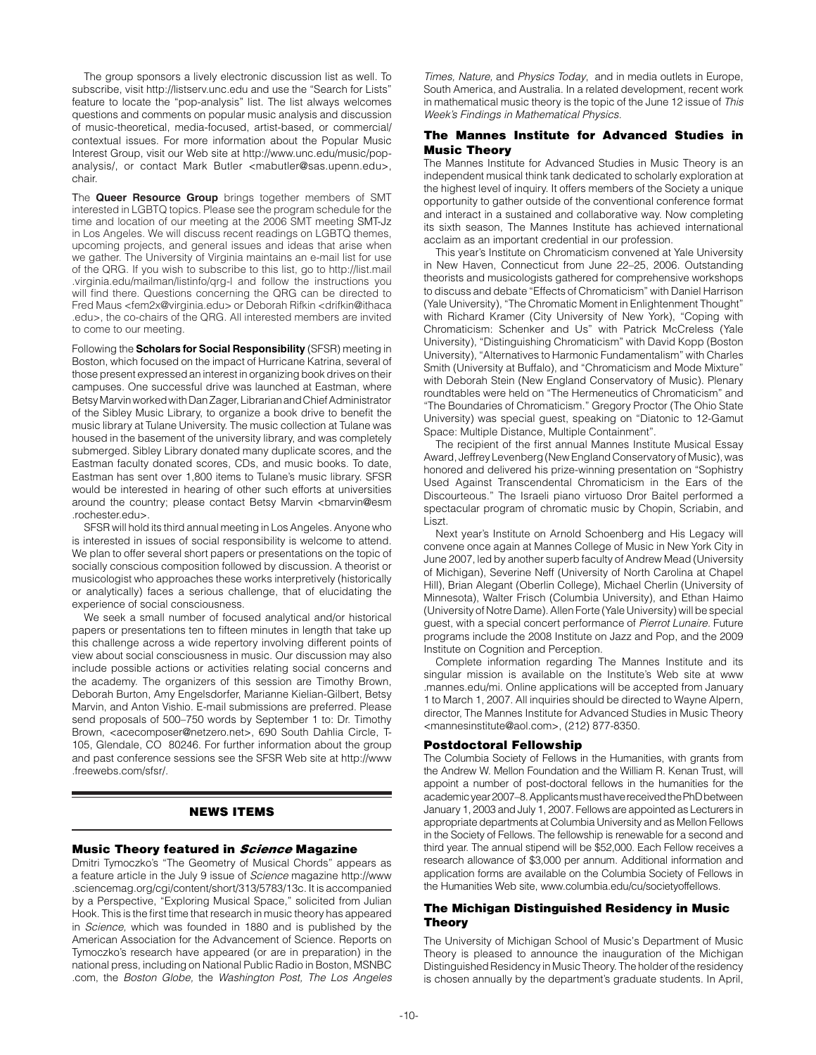The group sponsors a lively electronic discussion list as well. To subscribe, visit http://listserv.unc.edu and use the "Search for Lists" feature to locate the "pop-analysis" list. The list always welcomes questions and comments on popular music analysis and discussion of music-theoretical, media-focused, artist-based, or commercial/contextual issues. For more information about the Popular Music Interest Group, visit our Web site at http://www.unc.edu/music/pop-analysis/, or contact Mark Butler <mabutler@sas.upenn.edu>, chair.

The **Queer Resource Group** brings together members of SMT interested in LGBTQ topics. Please see the program schedule for the time and location of our meeting at the 2006 SMT meeting SMT-Jz in Los Angeles. We will discuss recent readings on LGBTQ themes, upcoming projects, and general issues and ideas that arise when we gather. The University of Virginia maintains an e-mail list for use of the QRG. If you wish to subscribe to this list, go to http://list.mail.virginia.edu/mailman/listinfo/qrg-l and follow the instructions you will find there. Questions concerning the QRG can be directed to Fred Maus <fem2x@virginia.edu> or Deborah Rifkin <drifkin@ithaca.edu>, the co-chairs of the QRG. All interested members are invited to come to our meeting.

Following the **Scholars for Social Responsibility** (SFSR) meeting in Boston, which focused on the impact of Hurricane Katrina, several of those present expressed an interest in organizing book drives on their campuses. One successful drive was launched at Eastman, where Betsy Marvin worked with Dan Zager, Librarian and Chief Administrator of the Sibley Music Library, to organize a book drive to benefit the music library at Tulane University. The music collection at Tulane was housed in the basement of the university library, and was completely submerged. Sibley Library donated many duplicate scores, and the Eastman faculty donated scores, CDs, and music books. To date, Eastman has sent over 1,800 items to Tulane's music library. SFSR would be interested in hearing of other such efforts at universities around the country; please contact Betsy Marvin <bmarvin@esm.rochester.edu>.

SFSR will hold its third annual meeting in Los Angeles. Anyone who is interested in issues of social responsibility is welcome to attend. We plan to offer several short papers or presentations on the topic of socially conscious composition followed by discussion. A theorist or musicologist who approaches these works interpretively (historically or analytically) faces a serious challenge, that of elucidating the experience of social consciousness.

We seek a small number of focused analytical and/or historical papers or presentations ten to fifteen minutes in length that take up this challenge across a wide repertory involving different points of view about social consciousness in music. Our discussion may also include possible actions or activities relating social concerns and the academy. The organizers of this session are Timothy Brown, Deborah Burton, Amy Engelsdorfer, Marianne Kielian-Gilbert, Betsy Marvin, and Anton Vishio. E-mail submissions are preferred. Please send proposals of 500–750 words by September 1 to: Dr. Timothy Brown, <acecomposer@netzero.net>, 690 South Dahlia Circle, T-105, Glendale, CO 80246. For further information about the group and past conference sessions see the SFSR Web site at http://www.freewebs.com/sfsr/.

## NEWS ITEMS

### Music Theory featured in *Science* Magazine

Dmitri Tymoczko's "The Geometry of Musical Chords" appears as a feature article in the July 9 issue of *Science* magazine http://www.sciencemag.org/cgi/content/short/313/5783/13c. It is accompanied by a Perspective, "Exploring Musical Space," solicited from Julian Hook. This is the first time that research in music theory has appeared in *Science*, which was founded in 1880 and is published by the American Association for the Advancement of Science. Reports on Tymoczko's research have appeared (or are in preparation) in the national press, including on National Public Radio in Boston, MSNBC.com, the *Boston Globe,* the *Washington Post, The Los Angeles Times, Nature,* and *Physics Today*, and in media outlets in Europe, South America, and Australia. In a related development, recent work in mathematical music theory is the topic of the June 12 issue of *This Week's Findings in Mathematical Physics.*

### The Mannes Institute for Advanced Studies in Music Theory

The Mannes Institute for Advanced Studies in Music Theory is an independent musical think tank dedicated to scholarly exploration at the highest level of inquiry. It offers members of the Society a unique opportunity to gather outside of the conventional conference format and interact in a sustained and collaborative way. Now completing its sixth season, The Mannes Institute has achieved international acclaim as an important credential in our profession.

This year's Institute on Chromaticism convened at Yale University in New Haven, Connecticut from June 22–25, 2006. Outstanding theorists and musicologists gathered for comprehensive workshops to discuss and debate "Effects of Chromaticism" with Daniel Harrison (Yale University), "The Chromatic Moment in Enlightenment Thought" with Richard Kramer (City University of New York), "Coping with Chromaticism: Schenker and Us" with Patrick McCreless (Yale University), "Distinguishing Chromaticism" with David Kopp (Boston University), "Alternatives to Harmonic Fundamentalism" with Charles Smith (University at Buffalo), and "Chromaticism and Mode Mixture" with Deborah Stein (New England Conservatory of Music). Plenary roundtables were held on "The Hermeneutics of Chromaticism" and "The Boundaries of Chromaticism." Gregory Proctor (The Ohio State University) was special guest, speaking on "Diatonic to 12-Gamut Space: Multiple Distance, Multiple Containment".

The recipient of the first annual Mannes Institute Musical Essay Award, Jeffrey Levenberg (New England Conservatory of Music), was honored and delivered his prize-winning presentation on "Sophistry Used Against Transcendental Chromaticism in the Ears of the Discourteous." The Israeli piano virtuoso Dror Baitel performed a spectacular program of chromatic music by Chopin, Scriabin, and Liszt.

Next year's Institute on Arnold Schoenberg and His Legacy will convene once again at Mannes College of Music in New York City in June 2007, led by another superb faculty of Andrew Mead (University of Michigan), Severine Neff (University of North Carolina at Chapel Hill), Brian Alegant (Oberlin College), Michael Cherlin (University of Minnesota), Walter Frisch (Columbia University), and Ethan Haimo (University of Notre Dame). Allen Forte (Yale University) will be special guest, with a special concert performance of *Pierrot Lunaire*. Future programs include the 2008 Institute on Jazz and Pop, and the 2009 Institute on Cognition and Perception.

Complete information regarding The Mannes Institute and its singular mission is available on the Institute's Web site at www.mannes.edu/mi. Online applications will be accepted from January 1 to March 1, 2007. All inquiries should be directed to Wayne Alpern, director, The Mannes Institute for Advanced Studies in Music Theory <mannesinstitute@aol.com>, (212) 877-8350.

### Postdoctoral Fellowship

The Columbia Society of Fellows in the Humanities, with grants from the Andrew W. Mellon Foundation and the William R. Kenan Trust, will appoint a number of post-doctoral fellows in the humanities for the academic year 2007–8. Applicants must have received the PhD between January 1, 2003 and July 1, 2007. Fellows are appointed as Lecturers in appropriate departments at Columbia University and as Mellon Fellows in the Society of Fellows. The fellowship is renewable for a second and third year. The annual stipend will be $52,000. Each Fellow receives a research allowance of $3,000 per annum. Additional information and application forms are available on the Columbia Society of Fellows in the Humanities Web site, www.columbia.edu/cu/societyoffellows.

### The Michigan Distinguished Residency in Music Theory

The University of Michigan School of Music's Department of Music Theory is pleased to announce the inauguration of the Michigan Distinguished Residency in Music Theory. The holder of the residency is chosen annually by the department's graduate students. In April,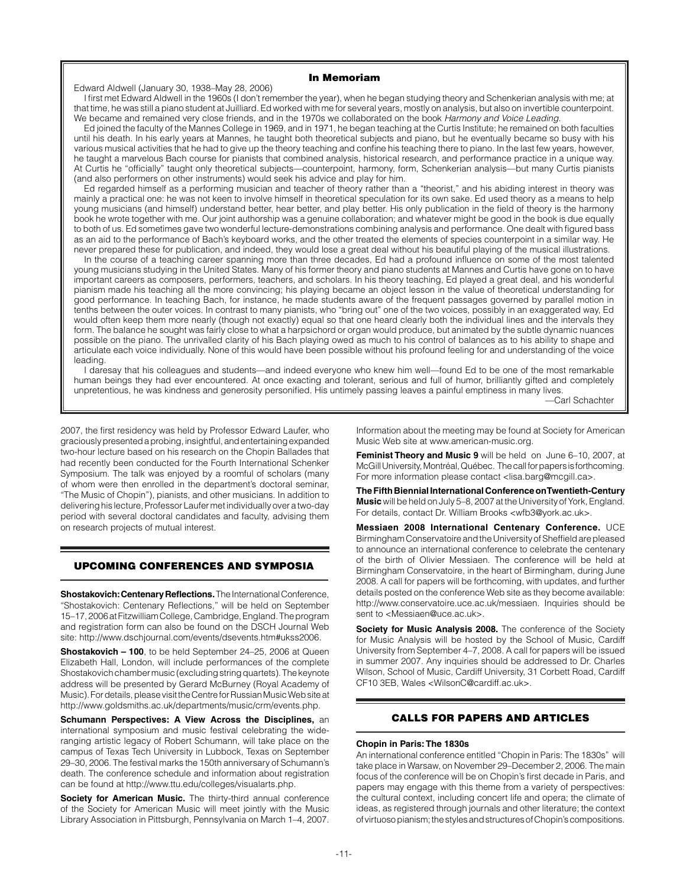## In Memoriam

Edward Aldwell (January 30, 1938–May 28, 2006)

I first met Edward Aldwell in the 1960s (I don't remember the year), when he began studying theory and Schenkerian analysis with me; at that time, he was still a piano student at Juilliard. Ed worked with me for several years, mostly on analysis, but also on invertible counterpoint. We became and remained very close friends, and in the 1970s we collaborated on the book *Harmony and Voice Leading.*

Ed joined the faculty of the Mannes College in 1969, and in 1971, he began teaching at the Curtis Institute; he remained on both faculties until his death. In his early years at Mannes, he taught both theoretical subjects and piano, but he eventually became so busy with his various musical activities that he had to give up the theory teaching and confine his teaching there to piano. In the last few years, however, he taught a marvelous Bach course for pianists that combined analysis, historical research, and performance practice in a unique way. At Curtis he "officially" taught only theoretical subjects—counterpoint, harmony, form, Schenkerian analysis—but many Curtis pianists (and also performers on other instruments) would seek his advice and play for him.

Ed regarded himself as a performing musician and teacher of theory rather than a "theorist," and his abiding interest in theory was mainly a practical one: he was not keen to involve himself in theoretical speculation for its own sake. Ed used theory as a means to help young musicians (and himself) understand better, hear better, and play better. His only publication in the field of theory is the harmony book he wrote together with me. Our joint authorship was a genuine collaboration; and whatever might be good in the book is due equally to both of us. Ed sometimes gave two wonderful lecture-demonstrations combining analysis and performance. One dealt with figured bass as an aid to the performance of Bach's keyboard works, and the other treated the elements of species counterpoint in a similar way. He never prepared these for publication, and indeed, they would lose a great deal without his beautiful playing of the musical illustrations.

In the course of a teaching career spanning more than three decades, Ed had a profound influence on some of the most talented young musicians studying in the United States. Many of his former theory and piano students at Mannes and Curtis have gone on to have important careers as composers, performers, teachers, and scholars. In his theory teaching, Ed played a great deal, and his wonderful pianism made his teaching all the more convincing; his playing became an object lesson in the value of theoretical understanding for good performance. In teaching Bach, for instance, he made students aware of the frequent passages governed by parallel motion in tenths between the outer voices. In contrast to many pianists, who "bring out" one of the two voices, possibly in an exaggerated way, Ed would often keep them more nearly (though not exactly) equal so that one heard clearly both the individual lines and the intervals they form. The balance he sought was fairly close to what a harpsichord or organ would produce, but animated by the subtle dynamic nuances possible on the piano. The unrivalled clarity of his Bach playing owed as much to his control of balances as to his ability to shape and articulate each voice individually. None of this would have been possible without his profound feeling for and understanding of the voice leading.

I daresay that his colleagues and students—and indeed everyone who knew him well—found Ed to be one of the most remarkable human beings they had ever encountered. At once exacting and tolerant, serious and full of humor, brilliantly gifted and completely unpretentious, he was kindness and generosity personified. His untimely passing leaves a painful emptiness in many lives.

—Carl Schachter

2007, the first residency was held by Professor Edward Laufer, who graciously presented a probing, insightful, and entertaining expanded two-hour lecture based on his research on the Chopin Ballades that had recently been conducted for the Fourth International Schenker Symposium. The talk was enjoyed by a roomful of scholars (many of whom were then enrolled in the department's doctoral seminar, "The Music of Chopin"), pianists, and other musicians. In addition to delivering his lecture, Professor Laufer met individually over a two-day period with several doctoral candidates and faculty, advising them on research projects of mutual interest.

## UPCOMING CONFERENCES AND SYMPOSIA

**Shostakovich: Centenary Reflections.** The International Conference, "Shostakovich: Centenary Reflections," will be held on September 15–17, 2006 at Fitzwilliam College, Cambridge, England. The program and registration form can also be found on the DSCH Journal Web site: http://www.dschjournal.com/events/dsevents.htm#ukss2006.

**Shostakovich – 100**, to be held September 24–25, 2006 at Queen Elizabeth Hall, London, will include performances of the complete Shostakovich chamber music (excluding string quartets). The keynote address will be presented by Gerard McBurney (Royal Academy of Music). For details, please visit the Centre for Russian Music Web site at http://www.goldsmiths.ac.uk/departments/music/crm/events.php.

**Schumann Perspectives: A View Across the Disciplines,** an international symposium and music festival celebrating the wide-ranging artistic legacy of Robert Schumann, will take place on the campus of Texas Tech University in Lubbock, Texas on September 29–30, 2006. The festival marks the 150th anniversary of Schumann's death. The conference schedule and information about registration can be found at http://www.ttu.edu/colleges/visualarts.php.

**Society for American Music.** The thirty-third annual conference of the Society for American Music will meet jointly with the Music Library Association in Pittsburgh, Pennsylvania on March 1–4, 2007. Information about the meeting may be found at Society for American Music Web site at www.american-music.org.

**Feminist Theory and Music 9** will be held on June 6–10, 2007, at McGill University, Montréal, Québec. The call for papers is forthcoming. For more information please contact <lisa.barg@mcgill.ca>.

**The Fifth Biennial International Conference on Twentieth-Century Music** will be held on July 5–8, 2007 at the University of York, England. For details, contact Dr. William Brooks <wfb3@york.ac.uk>.

**Messiaen 2008 International Centenary Conference.** UCE Birmingham Conservatoire and the University of Sheffield are pleased to announce an international conference to celebrate the centenary of the birth of Olivier Messiaen. The conference will be held at Birmingham Conservatoire, in the heart of Birmingham, during June 2008. A call for papers will be forthcoming, with updates, and further details posted on the conference Web site as they become available: http://www.conservatoire.uce.ac.uk/messiaen. Inquiries should be sent to <Messiaen@uce.ac.uk>.

**Society for Music Analysis 2008.** The conference of the Society for Music Analysis will be hosted by the School of Music, Cardiff University from September 4–7, 2008. A call for papers will be issued in summer 2007. Any inquiries should be addressed to Dr. Charles Wilson, School of Music, Cardiff University, 31 Corbett Road, Cardiff CF10 3EB, Wales <WilsonC@cardiff.ac.uk>.

## CALLS FOR PAPERS AND ARTICLES

### Chopin in Paris: The 1830s

An international conference entitled "Chopin in Paris: The 1830s" will take place in Warsaw, on November 29–December 2, 2006. The main focus of the conference will be on Chopin's first decade in Paris, and papers may engage with this theme from a variety of perspectives: the cultural context, including concert life and opera; the climate of ideas, as registered through journals and other literature; the context of virtuoso pianism; the styles and structures of Chopin's compositions.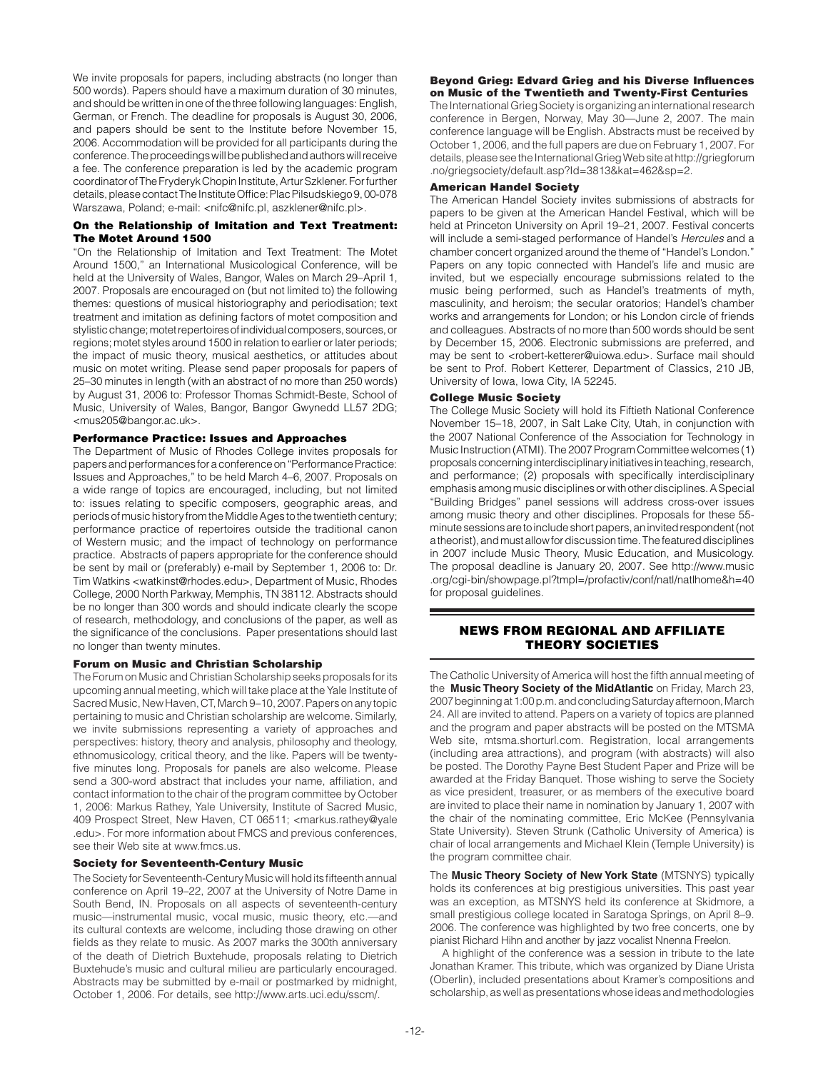We invite proposals for papers, including abstracts (no longer than 500 words). Papers should have a maximum duration of 30 minutes, and should be written in one of the three following languages: English, German, or French. The deadline for proposals is August 30, 2006, and papers should be sent to the Institute before November 15, 2006. Accommodation will be provided for all participants during the conference. The proceedings will be published and authors will receive a fee. The conference preparation is led by the academic program coordinator of The Fryderyk Chopin Institute, Artur Szklener. For further details, please contact The Institute Office: Plac Pilsudskiego 9, 00-078 Warszawa, Poland; e-mail: <nifc@nifc.pl, aszklener@nifc.pl>.

### On the Relationship of Imitation and Text Treatment: The Motet Around 1500

"On the Relationship of Imitation and Text Treatment: The Motet Around 1500," an International Musicological Conference, will be held at the University of Wales, Bangor, Wales on March 29–April 1, 2007. Proposals are encouraged on (but not limited to) the following themes: questions of musical historiography and periodisation; text treatment and imitation as defining factors of motet composition and stylistic change; motet repertoires of individual composers, sources, or regions; motet styles around 1500 in relation to earlier or later periods; the impact of music theory, musical aesthetics, or attitudes about music on motet writing. Please send paper proposals for papers of 25–30 minutes in length (with an abstract of no more than 250 words) by August 31, 2006 to: Professor Thomas Schmidt-Beste, School of Music, University of Wales, Bangor, Bangor Gwynedd LL57 2DG; <mus205@bangor.ac.uk>.

### Performance Practice: Issues and Approaches

The Department of Music of Rhodes College invites proposals for papers and performances for a conference on "Performance Practice: Issues and Approaches," to be held March 4–6, 2007. Proposals on a wide range of topics are encouraged, including, but not limited to: issues relating to specific composers, geographic areas, and periods of music history from the Middle Ages to the twentieth century; performance practice of repertoires outside the traditional canon of Western music; and the impact of technology on performance practice. Abstracts of papers appropriate for the conference should be sent by mail or (preferably) e-mail by September 1, 2006 to: Dr. Tim Watkins <watkinst@rhodes.edu>, Department of Music, Rhodes College, 2000 North Parkway, Memphis, TN 38112. Abstracts should be no longer than 300 words and should indicate clearly the scope of research, methodology, and conclusions of the paper, as well as the significance of the conclusions. Paper presentations should last no longer than twenty minutes.

### Forum on Music and Christian Scholarship

The Forum on Music and Christian Scholarship seeks proposals for its upcoming annual meeting, which will take place at the Yale Institute of Sacred Music, New Haven, CT, March 9–10, 2007. Papers on any topic pertaining to music and Christian scholarship are welcome. Similarly, we invite submissions representing a variety of approaches and perspectives: history, theory and analysis, philosophy and theology, ethnomusicology, critical theory, and the like. Papers will be twenty-five minutes long. Proposals for panels are also welcome. Please send a 300-word abstract that includes your name, affiliation, and contact information to the chair of the program committee by October 1, 2006: Markus Rathey, Yale University, Institute of Sacred Music, 409 Prospect Street, New Haven, CT 06511; <markus.rathey@yale.edu>. For more information about FMCS and previous conferences, see their Web site at www.fmcs.us.

### Society for Seventeenth-Century Music

The Society for Seventeenth-Century Music will hold its fifteenth annual conference on April 19–22, 2007 at the University of Notre Dame in South Bend, IN. Proposals on all aspects of seventeenth-century music—instrumental music, vocal music, music theory, etc.—and its cultural contexts are welcome, including those drawing on other fields as they relate to music. As 2007 marks the 300th anniversary of the death of Dietrich Buxtehude, proposals relating to Dietrich Buxtehude's music and cultural milieu are particularly encouraged. Abstracts may be submitted by e-mail or postmarked by midnight, October 1, 2006. For details, see http://www.arts.uci.edu/sscm/.

### Beyond Grieg: Edvard Grieg and his Diverse Influences on Music of the Twentieth and Twenty-First Centuries

The International Grieg Society is organizing an international research conference in Bergen, Norway, May 30—June 2, 2007. The main conference language will be English. Abstracts must be received by October 1, 2006, and the full papers are due on February 1, 2007. For details, please see the International Grieg Web site at http://griegforum.no/griegsociety/default.asp?Id=3813&kat=462&sp=2.

### American Handel Society

The American Handel Society invites submissions of abstracts for papers to be given at the American Handel Festival, which will be held at Princeton University on April 19–21, 2007. Festival concerts will include a semi-staged performance of Handel's *Hercules* and a chamber concert organized around the theme of "Handel's London." Papers on any topic connected with Handel's life and music are invited, but we especially encourage submissions related to the music being performed, such as Handel's treatments of myth, masculinity, and heroism; the secular oratorios; Handel's chamber works and arrangements for London; or his London circle of friends and colleagues. Abstracts of no more than 500 words should be sent by December 15, 2006. Electronic submissions are preferred, and may be sent to <robert-ketterer@uiowa.edu>. Surface mail should be sent to Prof. Robert Ketterer, Department of Classics, 210 JB, University of Iowa, Iowa City, IA 52245.

### College Music Society

The College Music Society will hold its Fiftieth National Conference November 15–18, 2007, in Salt Lake City, Utah, in conjunction with the 2007 National Conference of the Association for Technology in Music Instruction (ATMI). The 2007 Program Committee welcomes (1) proposals concerning interdisciplinary initiatives in teaching, research, and performance; (2) proposals with specifically interdisciplinary emphasis among music disciplines or with other disciplines. A Special "Building Bridges" panel sessions will address cross-over issues among music theory and other disciplines. Proposals for these 55-minute sessions are to include short papers, an invited respondent (not a theorist), and must allow for discussion time. The featured disciplines in 2007 include Music Theory, Music Education, and Musicology. The proposal deadline is January 20, 2007. See http://www.music.org/cgi-bin/showpage.pl?tmpl=/profactiv/conf/natl/natlhome&h=40 for proposal guidelines.

## NEWS FROM REGIONAL AND AFFILIATE THEORY SOCIETIES

The Catholic University of America will host the fifth annual meeting of the **Music Theory Society of the MidAtlantic** on Friday, March 23, 2007 beginning at 1:00 p.m. and concluding Saturday afternoon, March 24. All are invited to attend. Papers on a variety of topics are planned and the program and paper abstracts will be posted on the MTSMA Web site, mtsma.shorturl.com. Registration, local arrangements (including area attractions), and program (with abstracts) will also be posted. The Dorothy Payne Best Student Paper and Prize will be awarded at the Friday Banquet. Those wishing to serve the Society as vice president, treasurer, or as members of the executive board are invited to place their name in nomination by January 1, 2007 with the chair of the nominating committee, Eric McKee (Pennsylvania State University). Steven Strunk (Catholic University of America) is chair of local arrangements and Michael Klein (Temple University) is the program committee chair.

The **Music Theory Society of New York State** (MTSNYS) typically holds its conferences at big prestigious universities. This past year was an exception, as MTSNYS held its conference at Skidmore, a small prestigious college located in Saratoga Springs, on April 8–9, 2006. The conference was highlighted by two free concerts, one by pianist Richard Hihn and another by jazz vocalist Nnenna Freelon.

A highlight of the conference was a session in tribute to the late Jonathan Kramer. This tribute, which was organized by Diane Urista (Oberlin), included presentations about Kramer's compositions and scholarship, as well as presentations whose ideas and methodologies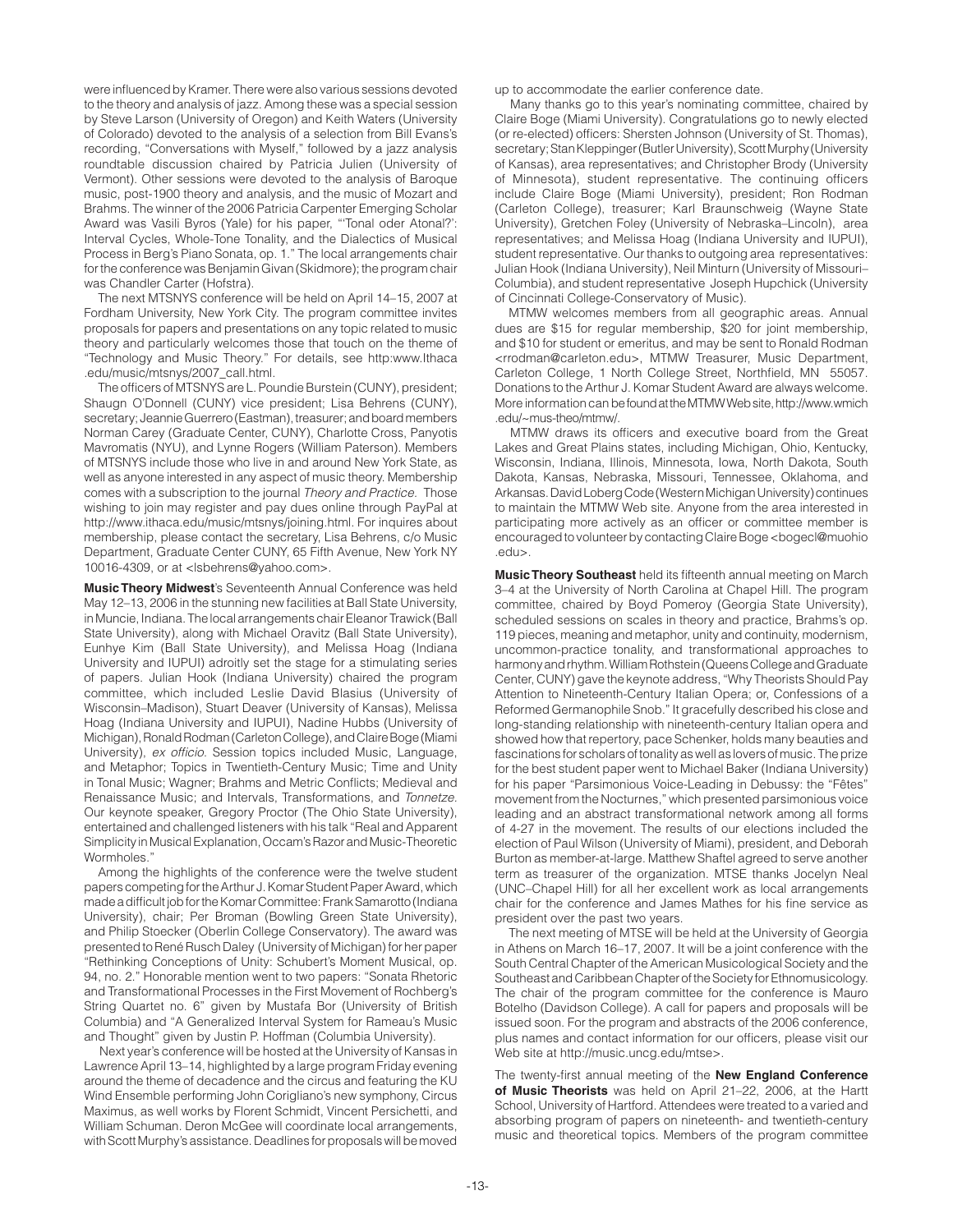were influenced by Kramer. There were also various sessions devoted to the theory and analysis of jazz. Among these was a special session by Steve Larson (University of Oregon) and Keith Waters (University of Colorado) devoted to the analysis of a selection from Bill Evans's recording, "Conversations with Myself," followed by a jazz analysis roundtable discussion chaired by Patricia Julien (University of Vermont). Other sessions were devoted to the analysis of Baroque music, post-1900 theory and analysis, and the music of Mozart and Brahms. The winner of the 2006 Patricia Carpenter Emerging Scholar Award was Vasili Byros (Yale) for his paper, "'Tonal oder Atonal?': Interval Cycles, Whole-Tone Tonality, and the Dialectics of Musical Process in Berg's Piano Sonata, op. 1." The local arrangements chair for the conference was Benjamin Givan (Skidmore); the program chair was Chandler Carter (Hofstra).

The next MTSNYS conference will be held on April 14–15, 2007 at Fordham University, New York City. The program committee invites proposals for papers and presentations on any topic related to music theory and particularly welcomes those that touch on the theme of "Technology and Music Theory." For details, see http:www.Ithaca .edu/music/mtsnys/2007_call.html.

The officers of MTSNYS are L. Poundie Burstein (CUNY), president; Shaugn O'Donnell (CUNY) vice president; Lisa Behrens (CUNY), secretary; Jeannie Guerrero (Eastman), treasurer; and board members Norman Carey (Graduate Center, CUNY), Charlotte Cross, Panyotis Mavromatis (NYU), and Lynne Rogers (William Paterson). Members of MTSNYS include those who live in and around New York State, as well as anyone interested in any aspect of music theory. Membership comes with a subscription to the journal *Theory and Practice.* Those wishing to join may register and pay dues online through PayPal at http://www.ithaca.edu/music/mtsnys/joining.html. For inquires about membership, please contact the secretary, Lisa Behrens, c/o Music Department, Graduate Center CUNY, 65 Fifth Avenue, New York NY 10016-4309, or at <lsbehrens@yahoo.com>.

**Music Theory Midwest**'s Seventeenth Annual Conference was held May 12–13, 2006 in the stunning new facilities at Ball State University, in Muncie, Indiana. The local arrangements chair Eleanor Trawick (Ball State University), along with Michael Oravitz (Ball State University), Eunhye Kim (Ball State University), and Melissa Hoag (Indiana University and IUPUI) adroitly set the stage for a stimulating series of papers. Julian Hook (Indiana University) chaired the program committee, which included Leslie David Blasius (University of Wisconsin–Madison), Stuart Deaver (University of Kansas), Melissa Hoag (Indiana University and IUPUI), Nadine Hubbs (University of Michigan), Ronald Rodman (Carleton College), and Claire Boge (Miami University), *ex officio.* Session topics included Music, Language, and Metaphor; Topics in Twentieth-Century Music; Time and Unity in Tonal Music; Wagner; Brahms and Metric Conflicts; Medieval and Renaissance Music; and Intervals, Transformations, and *Tonnetze.* Our keynote speaker, Gregory Proctor (The Ohio State University), entertained and challenged listeners with his talk "Real and Apparent Simplicity in Musical Explanation, Occam's Razor and Music-Theoretic Wormholes."

Among the highlights of the conference were the twelve student papers competing for the Arthur J. Komar Student Paper Award, which made a difficult job for the Komar Committee: Frank Samarotto (Indiana University), chair; Per Broman (Bowling Green State University), and Philip Stoecker (Oberlin College Conservatory). The award was presented to René Rusch Daley (University of Michigan) for her paper "Rethinking Conceptions of Unity: Schubert's Moment Musical, op. 94, no. 2." Honorable mention went to two papers: "Sonata Rhetoric and Transformational Processes in the First Movement of Rochberg's String Quartet no. 6" given by Mustafa Bor (University of British Columbia) and "A Generalized Interval System for Rameau's Music and Thought" given by Justin P. Hoffman (Columbia University).

Next year's conference will be hosted at the University of Kansas in Lawrence April 13–14, highlighted by a large program Friday evening around the theme of decadence and the circus and featuring the KU Wind Ensemble performing John Corigliano's new symphony, Circus Maximus, as well works by Florent Schmidt, Vincent Persichetti, and William Schuman. Deron McGee will coordinate local arrangements, with Scott Murphy's assistance. Deadlines for proposals will be moved up to accommodate the earlier conference date.

Many thanks go to this year's nominating committee, chaired by Claire Boge (Miami University). Congratulations go to newly elected (or re-elected) officers: Shersten Johnson (University of St. Thomas), secretary; Stan Kleppinger (Butler University), Scott Murphy (University of Kansas), area representatives; and Christopher Brody (University of Minnesota), student representative. The continuing officers include Claire Boge (Miami University), president; Ron Rodman (Carleton College), treasurer; Karl Braunschweig (Wayne State University), Gretchen Foley (University of Nebraska–Lincoln), area representatives; and Melissa Hoag (Indiana University and IUPUI), student representative. Our thanks to outgoing area representatives: Julian Hook (Indiana University), Neil Minturn (University of Missouri–Columbia), and student representative Joseph Hupchick (University of Cincinnati College-Conservatory of Music).

MTMW welcomes members from all geographic areas. Annual dues are $15 for regular membership, $20 for joint membership, and $10 for student or emeritus, and may be sent to Ronald Rodman <rrodman@carleton.edu>, MTMW Treasurer, Music Department, Carleton College, 1 North College Street, Northfield, MN 55057. Donations to the Arthur J. Komar Student Award are always welcome. More information can be found at the MTMW Web site, http://www.wmich .edu/~mus-theo/mtmw/.

MTMW draws its officers and executive board from the Great Lakes and Great Plains states, including Michigan, Ohio, Kentucky, Wisconsin, Indiana, Illinois, Minnesota, Iowa, North Dakota, South Dakota, Kansas, Nebraska, Missouri, Tennessee, Oklahoma, and Arkansas. David Loberg Code (Western Michigan University) continues to maintain the MTMW Web site. Anyone from the area interested in participating more actively as an officer or committee member is encouraged to volunteer by contacting Claire Boge <bogecl@muohio .edu>.

**Music Theory Southeast** held its fifteenth annual meeting on March 3–4 at the University of North Carolina at Chapel Hill. The program committee, chaired by Boyd Pomeroy (Georgia State University), scheduled sessions on scales in theory and practice, Brahms's op. 119 pieces, meaning and metaphor, unity and continuity, modernism, uncommon-practice tonality, and transformational approaches to harmony and rhythm. William Rothstein (Queens College and Graduate Center, CUNY) gave the keynote address, "Why Theorists Should Pay Attention to Nineteenth-Century Italian Opera; or, Confessions of a Reformed Germanophile Snob." It gracefully described his close and long-standing relationship with nineteenth-century Italian opera and showed how that repertory, pace Schenker, holds many beauties and fascinations for scholars of tonality as well as lovers of music. The prize for the best student paper went to Michael Baker (Indiana University) for his paper "Parsimonious Voice-Leading in Debussy: the "Fêtes" movement from the Nocturnes," which presented parsimonious voice leading and an abstract transformational network among all forms of 4-27 in the movement. The results of our elections included the election of Paul Wilson (University of Miami), president, and Deborah Burton as member-at-large. Matthew Shaftel agreed to serve another term as treasurer of the organization. MTSE thanks Jocelyn Neal (UNC–Chapel Hill) for all her excellent work as local arrangements chair for the conference and James Mathes for his fine service as president over the past two years.

The next meeting of MTSE will be held at the University of Georgia in Athens on March 16–17, 2007. It will be a joint conference with the South Central Chapter of the American Musicological Society and the Southeast and Caribbean Chapter of the Society for Ethnomusicology. The chair of the program committee for the conference is Mauro Botelho (Davidson College). A call for papers and proposals will be issued soon. For the program and abstracts of the 2006 conference, plus names and contact information for our officers, please visit our Web site at http://music.uncg.edu/mtse>.

The twenty-first annual meeting of the **New England Conference of Music Theorists** was held on April 21–22, 2006, at the Hartt School, University of Hartford. Attendees were treated to a varied and absorbing program of papers on nineteenth- and twentieth-century music and theoretical topics. Members of the program committee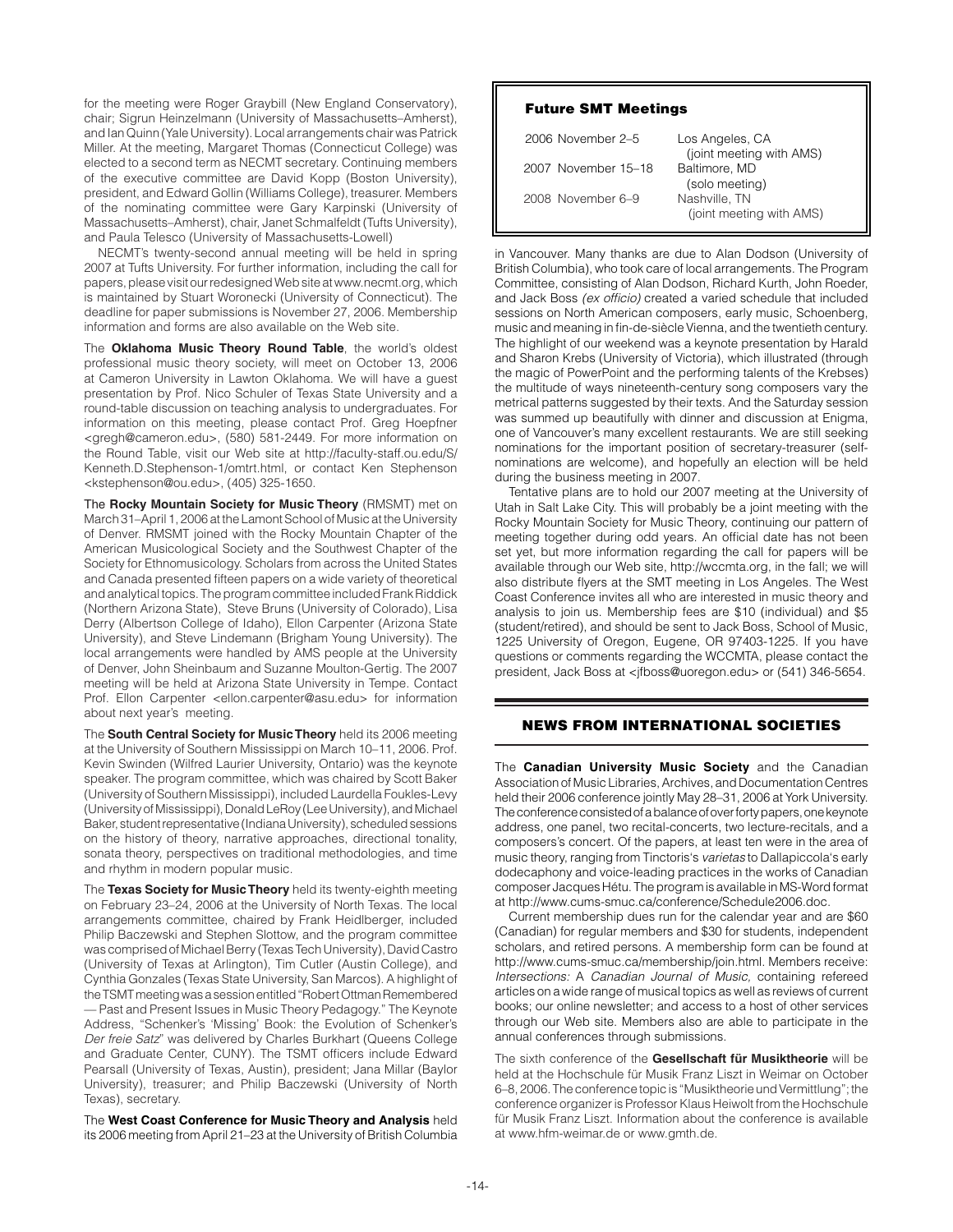for the meeting were Roger Graybill (New England Conservatory), chair; Sigrun Heinzelmann (University of Massachusetts–Amherst), and Ian Quinn (Yale University). Local arrangements chair was Patrick Miller. At the meeting, Margaret Thomas (Connecticut College) was elected to a second term as NECMT secretary. Continuing members of the executive committee are David Kopp (Boston University), president, and Edward Gollin (Williams College), treasurer. Members of the nominating committee were Gary Karpinski (University of Massachusetts–Amherst), chair, Janet Schmalfeldt (Tufts University), and Paula Telesco (University of Massachusetts-Lowell)

NECMT's twenty-second annual meeting will be held in spring 2007 at Tufts University. For further information, including the call for papers, please visit our redesigned Web site at www.necmt.org, which is maintained by Stuart Woronecki (University of Connecticut). The deadline for paper submissions is November 27, 2006. Membership information and forms are also available on the Web site.

The **Oklahoma Music Theory Round Table**, the world's oldest professional music theory society, will meet on October 13, 2006 at Cameron University in Lawton Oklahoma. We will have a guest presentation by Prof. Nico Schuler of Texas State University and a round-table discussion on teaching analysis to undergraduates. For information on this meeting, please contact Prof. Greg Hoepfner <gregh@cameron.edu>, (580) 581-2449. For more information on the Round Table, visit our Web site at http://faculty-staff.ou.edu/S/Kenneth.D.Stephenson-1/omtrt.html, or contact Ken Stephenson <kstephenson@ou.edu>, (405) 325-1650.

The **Rocky Mountain Society for Music Theory** (RMSMT) met on March 31–April 1, 2006 at the Lamont School of Music at the University of Denver. RMSMT joined with the Rocky Mountain Chapter of the American Musicological Society and the Southwest Chapter of the Society for Ethnomusicology. Scholars from across the United States and Canada presented fifteen papers on a wide variety of theoretical and analytical topics. The program committee included Frank Riddick (Northern Arizona State), Steve Bruns (University of Colorado), Lisa Derry (Albertson College of Idaho), Ellon Carpenter (Arizona State University), and Steve Lindemann (Brigham Young University). The local arrangements were handled by AMS people at the University of Denver, John Sheinbaum and Suzanne Moulton-Gertig. The 2007 meeting will be held at Arizona State University in Tempe. Contact Prof. Ellon Carpenter <ellon.carpenter@asu.edu> for information about next year's meeting.

The **South Central Society for Music Theory** held its 2006 meeting at the University of Southern Mississippi on March 10–11, 2006. Prof. Kevin Swinden (Wilfred Laurier University, Ontario) was the keynote speaker. The program committee, which was chaired by Scott Baker (University of Southern Mississippi), included Laurdella Foukles-Levy (University of Mississippi), Donald LeRoy (Lee University), and Michael Baker, student representative (Indiana University), scheduled sessions on the history of theory, narrative approaches, directional tonality, sonata theory, perspectives on traditional methodologies, and time and rhythm in modern popular music.

The **Texas Society for Music Theory** held its twenty-eighth meeting on February 23–24, 2006 at the University of North Texas. The local arrangements committee, chaired by Frank Heidlberger, included Philip Baczewski and Stephen Slottow, and the program committee was comprised of Michael Berry (Texas Tech University), David Castro (University of Texas at Arlington), Tim Cutler (Austin College), and Cynthia Gonzales (Texas State University, San Marcos). A highlight of the TSMT meeting was a session entitled "Robert Ottman Remembered — Past and Present Issues in Music Theory Pedagogy." The Keynote Address, "Schenker's 'Missing' Book: the Evolution of Schenker's *Der freie Satz*" was delivered by Charles Burkhart (Queens College and Graduate Center, CUNY). The TSMT officers include Edward Pearsall (University of Texas, Austin), president; Jana Millar (Baylor University), treasurer; and Philip Baczewski (University of North Texas), secretary.

The **West Coast Conference for Music Theory and Analysis** held its 2006 meeting from April 21–23 at the University of British Columbia in Vancouver. Many thanks are due to Alan Dodson (University of British Columbia), who took care of local arrangements. The Program Committee, consisting of Alan Dodson, Richard Kurth, John Roeder, and Jack Boss *(ex officio)* created a varied schedule that included sessions on North American composers, early music, Schoenberg, music and meaning in fin-de-siècle Vienna, and the twentieth century. The highlight of our weekend was a keynote presentation by Harald and Sharon Krebs (University of Victoria), which illustrated (through the magic of PowerPoint and the performing talents of the Krebses) the multitude of ways nineteenth-century song composers vary the metrical patterns suggested by their texts. And the Saturday session was summed up beautifully with dinner and discussion at Enigma, one of Vancouver's many excellent restaurants. We are still seeking nominations for the important position of secretary-treasurer (self-nominations are welcome), and hopefully an election will be held during the business meeting in 2007.

Tentative plans are to hold our 2007 meeting at the University of Utah in Salt Lake City. This will probably be a joint meeting with the Rocky Mountain Society for Music Theory, continuing our pattern of meeting together during odd years. An official date has not been set yet, but more information regarding the call for papers will be available through our Web site, http://wccmta.org, in the fall; we will also distribute flyers at the SMT meeting in Los Angeles. The West Coast Conference invites all who are interested in music theory and analysis to join us. Membership fees are $10 (individual) and $5 (student/retired), and should be sent to Jack Boss, School of Music, 1225 University of Oregon, Eugene, OR 97403-1225. If you have questions or comments regarding the WCCMTA, please contact the president, Jack Boss at <jfboss@uoregon.edu> or (541) 346-5654.

### Future SMT Meetings

| | |
|---|---|
| 2006 November 2–5 | Los Angeles, CA (joint meeting with AMS) |
| 2007 November 15–18 | Baltimore, MD (solo meeting) |
| 2008 November 6–9 | Nashville, TN (joint meeting with AMS) |

## NEWS FROM INTERNATIONAL SOCIETIES

The **Canadian University Music Society** and the Canadian Association of Music Libraries, Archives, and Documentation Centres held their 2006 conference jointly May 28–31, 2006 at York University. The conference consisted of a balance of over forty papers, one keynote address, one panel, two recital-concerts, two lecture-recitals, and a composers's concert. Of the papers, at least ten were in the area of music theory, ranging from Tinctoris's *varietas* to Dallapiccola's early dodecaphony and voice-leading practices in the works of Canadian composer Jacques Hétu. The program is available in MS-Word format at http://www.cums-smuc.ca/conference/Schedule2006.doc.

Current membership dues run for the calendar year and are $60 (Canadian) for regular members and $30 for students, independent scholars, and retired persons. A membership form can be found at http://www.cums-smuc.ca/membership/join.html. Members receive: *Intersections: A Canadian Journal of Music,* containing refereed articles on a wide range of musical topics as well as reviews of current books; our online newsletter; and access to a host of other services through our Web site. Members also are able to participate in the annual conferences through submissions.

The sixth conference of the **Gesellschaft für Musiktheorie** will be held at the Hochschule für Musik Franz Liszt in Weimar on October 6–8, 2006. The conference topic is "Musiktheorie und Vermittlung"; the conference organizer is Professor Klaus Heiwolt from the Hochschule für Musik Franz Liszt. Information about the conference is available at www.hfm-weimar.de or www.gmth.de.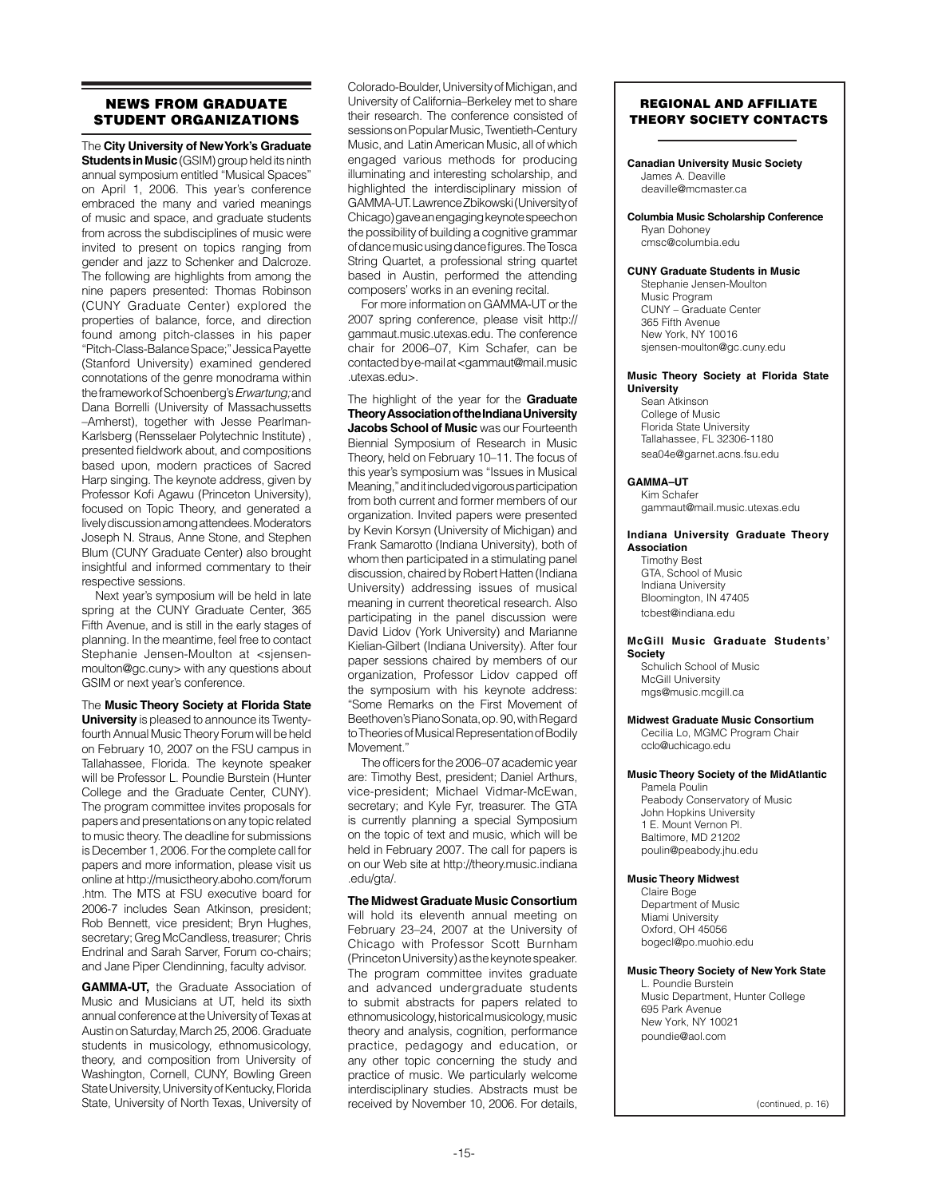## NEWS FROM GRADUATE STUDENT ORGANIZATIONS

The **City University of New York's Graduate Students in Music** (GSIM) group held its ninth annual symposium entitled "Musical Spaces" on April 1, 2006. This year's conference embraced the many and varied meanings of music and space, and graduate students from across the subdisciplines of music were invited to present on topics ranging from gender and jazz to Schenker and Dalcroze. The following are highlights from among the nine papers presented: Thomas Robinson (CUNY Graduate Center) explored the properties of balance, force, and direction found among pitch-classes in his paper "Pitch-Class-Balance Space;" Jessica Payette (Stanford University) examined gendered connotations of the genre monodrama within the framework of Schoenberg's *Erwartung;* and Dana Borrelli (University of Massachussetts –Amherst), together with Jesse Pearlman-Karlsberg (Rensselaer Polytechnic Institute) , presented fieldwork about, and compositions based upon, modern practices of Sacred Harp singing. The keynote address, given by Professor Kofi Agawu (Princeton University), focused on Topic Theory, and generated a lively discussion among attendees. Moderators Joseph N. Straus, Anne Stone, and Stephen Blum (CUNY Graduate Center) also brought insightful and informed commentary to their respective sessions.

Next year's symposium will be held in late spring at the CUNY Graduate Center, 365 Fifth Avenue, and is still in the early stages of planning. In the meantime, feel free to contact Stephanie Jensen-Moulton at <sjensen-moulton@gc.cuny> with any questions about GSIM or next year's conference.

The **Music Theory Society at Florida State University** is pleased to announce its Twenty-fourth Annual Music Theory Forum will be held on February 10, 2007 on the FSU campus in Tallahassee, Florida. The keynote speaker will be Professor L. Poundie Burstein (Hunter College and the Graduate Center, CUNY). The program committee invites proposals for papers and presentations on any topic related to music theory. The deadline for submissions is December 1, 2006. For the complete call for papers and more information, please visit us online at http://musictheory.aboho.com/forum .htm. The MTS at FSU executive board for 2006-7 includes Sean Atkinson, president; Rob Bennett, vice president; Bryn Hughes, secretary; Greg McCandless, treasurer; Chris Endrinal and Sarah Sarver, Forum co-chairs; and Jane Piper Clendinning, faculty advisor.

**GAMMA-UT,** the Graduate Association of Music and Musicians at UT, held its sixth annual conference at the University of Texas at Austin on Saturday, March 25, 2006. Graduate students in musicology, ethnomusicology, theory, and composition from University of Washington, Cornell, CUNY, Bowling Green State University, University of Kentucky, Florida State, University of North Texas, University of Colorado-Boulder, University of Michigan, and University of California–Berkeley met to share their research. The conference consisted of sessions on Popular Music, Twentieth-Century Music, and Latin American Music, all of which engaged various methods for producing illuminating and interesting scholarship, and highlighted the interdisciplinary mission of GAMMA-UT. Lawrence Zbikowski (University of Chicago) gave an engaging keynote speech on the possibility of building a cognitive grammar of dance music using dance figures. The Tosca String Quartet, a professional string quartet based in Austin, performed the attending composers' works in an evening recital.

For more information on GAMMA-UT or the 2007 spring conference, please visit http://gammaut.music.utexas.edu. The conference chair for 2006–07, Kim Schafer, can be contacted by e-mail at <gammaut@mail.music .utexas.edu>.

The highlight of the year for the **Graduate Theory Association of the Indiana University Jacobs School of Music** was our Fourteenth Biennial Symposium of Research in Music Theory, held on February 10–11. The focus of this year's symposium was "Issues in Musical Meaning," and it included vigorous participation from both current and former members of our organization. Invited papers were presented by Kevin Korsyn (University of Michigan) and Frank Samarotto (Indiana University), both of whom then participated in a stimulating panel discussion, chaired by Robert Hatten (Indiana University) addressing issues of musical meaning in current theoretical research. Also participating in the panel discussion were David Lidov (York University) and Marianne Kielian-Gilbert (Indiana University). After four paper sessions chaired by members of our organization, Professor Lidov capped off the symposium with his keynote address: "Some Remarks on the First Movement of Beethoven's Piano Sonata, op. 90, with Regard to Theories of Musical Representation of Bodily Movement."

The officers for the 2006–07 academic year are: Timothy Best, president; Daniel Arthurs, vice-president; Michael Vidmar-McEwan, secretary; and Kyle Fyr, treasurer. The GTA is currently planning a special Symposium on the topic of text and music, which will be held in February 2007. The call for papers is on our Web site at http://theory.music.indiana .edu/gta/.

**The Midwest Graduate Music Consortium** will hold its eleventh annual meeting on February 23–24, 2007 at the University of Chicago with Professor Scott Burnham (Princeton University) as the keynote speaker. The program committee invites graduate and advanced undergraduate students to submit abstracts for papers related to ethnomusicology, historical musicology, music theory and analysis, cognition, performance practice, pedagogy and education, or any other topic concerning the study and practice of music. We particularly welcome interdisciplinary studies. Abstracts must be received by November 10, 2006. For details,

## REGIONAL AND AFFILIATE THEORY SOCIETY CONTACTS

**Canadian University Music Society**
James A. Deaville
deaville@mcmaster.ca

**Columbia Music Scholarship Conference**
Ryan Dohoney
cmsc@columbia.edu

**CUNY Graduate Students in Music**
Stephanie Jensen-Moulton
Music Program
CUNY – Graduate Center
365 Fifth Avenue
New York, NY 10016
sjensen-moulton@gc.cuny.edu

**Music Theory Society at Florida State University**
Sean Atkinson
College of Music
Florida State University
Tallahassee, FL 32306-1180
sea04e@garnet.acns.fsu.edu

**GAMMA–UT**
Kim Schafer
gammaut@mail.music.utexas.edu

**Indiana University Graduate Theory Association**
Timothy Best
GTA, School of Music
Indiana University
Bloomington, IN 47405
tcbest@indiana.edu

**McGill Music Graduate Students' Society**
Schulich School of Music
McGill University
mgs@music.mcgill.ca

**Midwest Graduate Music Consortium**
Cecilia Lo, MGMC Program Chair
cclo@uchicago.edu

**Music Theory Society of the MidAtlantic**
Pamela Poulin
Peabody Conservatory of Music
John Hopkins University
1 E. Mount Vernon Pl.
Baltimore, MD 21202
poulin@peabody.jhu.edu

**Music Theory Midwest**
Claire Boge
Department of Music
Miami University
Oxford, OH 45056
bogecl@po.muohio.edu

**Music Theory Society of New York State**
L. Poundie Burstein
Music Department, Hunter College
695 Park Avenue
New York, NY 10021
poundie@aol.com

(continued, p. 16)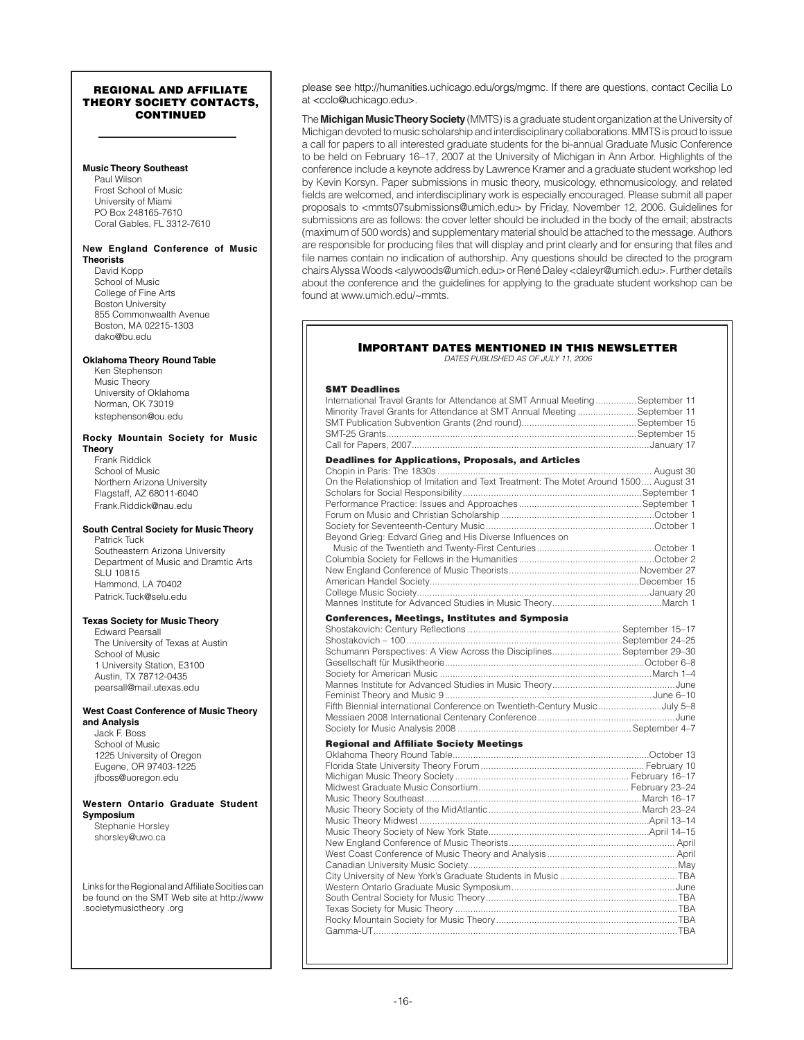## REGIONAL AND AFFILIATE THEORY SOCIETY CONTACTS, CONTINUED

**Music Theory Southeast**
Paul Wilson
Frost School of Music
University of Miami
PO Box 248165-7610
Coral Gables, FL 3312-7610

**New England Conference of Music Theorists**
David Kopp
School of Music
College of Fine Arts
Boston University
855 Commonwealth Avenue
Boston, MA 02215-1303
dako@bu.edu

**Oklahoma Theory Round Table**
Ken Stephenson
Music Theory
University of Oklahoma
Norman, OK 73019
kstephenson@ou.edu

**Rocky Mountain Society for Music Theory**
Frank Riddick
School of Music
Northern Arizona University
Flagstaff, AZ 68011-6040
Frank.Riddick@nau.edu

**South Central Society for Music Theory**
Patrick Tuck
Southeastern Arizona University
Department of Music and Dramtic Arts
SLU 10815
Hammond, LA 70402
Patrick.Tuck@selu.edu

**Texas Society for Music Theory**
Edward Pearsall
The University of Texas at Austin
School of Music
1 University Station, E3100
Austin, TX 78712-0435
pearsall@mail.utexas.edu

**West Coast Conference of Music Theory and Analysis**
Jack F. Boss
School of Music
1225 University of Oregon
Eugene, OR 97403-1225
jfboss@uoregon.edu

**Western Ontario Graduate Student Symposium**
Stephanie Horsley
shorsley@uwo.ca

Links for the Regional and Affiliate Socities can be found on the SMT Web site at http://www .societymusictheory .org

please see http://humanities.uchicago.edu/orgs/mgmc. If there are questions, contact Cecilia Lo at <cclo@uchicago.edu>.

The **Michigan Music Theory Society** (MMTS) is a graduate student organization at the University of Michigan devoted to music scholarship and interdisciplinary collaborations. MMTS is proud to issue a call for papers to all interested graduate students for the bi-annual Graduate Music Conference to be held on February 16–17, 2007 at the University of Michigan in Ann Arbor. Highlights of the conference include a keynote address by Lawrence Kramer and a graduate student workshop led by Kevin Korsyn. Paper submissions in music theory, musicology, ethnomusicology, and related fields are welcomed, and interdisciplinary work is especially encouraged. Please submit all paper proposals to <mmts07submissions@umich.edu> by Friday, November 12, 2006. Guidelines for submissions are as follows: the cover letter should be included in the body of the email; abstracts (maximum of 500 words) and supplementary material should be attached to the message. Authors are responsible for producing files that will display and print clearly and for ensuring that files and file names contain no indication of authorship. Any questions should be directed to the program chairs Alyssa Woods <alywoods@umich.edu> or René Daley <daleyr@umich.edu>. Further details about the conference and the guidelines for applying to the graduate student workshop can be found at www.umich.edu/~mmts.

## IMPORTANT DATES MENTIONED IN THIS NEWSLETTER

*DATES PUBLISHED AS OF JULY 11, 2006*

### SMT Deadlines

International Travel Grants for Attendance at SMT Annual Meeting ................ September 11
Minority Travel Grants for Attendance at SMT Annual Meeting ....................... September 11
SMT Publication Subvention Grants (2nd round)............................................ September 15
SMT-25 Grants.................................................................................................. September 15
Call for Papers, 2007.......................................................................................... January 17

### Deadlines for Applications, Proposals, and Articles

Chopin in Paris: The 1830s .................................................................................. August 30
On the Relationshiop of Imitation and Text Treatment: The Motet Around 1500 .... August 31
Scholars for Social Responsibility ..................................................................... September 1
Performance Practice: Issues and Approaches ................................................ September 1
Forum on Music and Christian Scholarship ........................................................... October 1
Society for Seventeenth-Century Music .................................................................. October 1
Beyond Grieg: Edvard Grieg and His Diverse Influences on
Music of the Twentieth and Twenty-First Centuries ............................................. October 1
Columbia Society for Fellows in the Humanities .................................................... October 2
New England Conference of Music Theorists .................................................. November 27
American Handel Society................................................................................. December 15
College Music Society.......................................................................................... January 20
Mannes Institute for Advanced Studies in Music Theory.......................................... March 1

### Conferences, Meetings, Institutes and Symposia

Shostakovich: Century Reflections ........................................................... September 15–17
Shostakovich – 100 .................................................................................. September 24–25
Schumann Perspectives: A View Across the Disciplines........................... September 29–30
Gesellschaft für Musiktheorie............................................................................. October 6–8
Society for American Music .................................................................................. March 1–4
Mannes Institute for Advanced Studies in Music Theory................................................. June
Feminist Theory and Music 9 ................................................................................ June 6–10
Fifth Biennial international Conference on Twentieth-Century Music........................ July 5–8
Messiaen 2008 International Centenary Conference..................................................... June
Society for Music Analysis 2008 ............................................................... September 4–7

### Regional and Affiliate Society Meetings

Oklahoma Theory Round Table.......................................................................... October 13
Florida State University Theory Forum .............................................................. February 10
Michigan Music Theory Society ................................................................... February 16–17
Midwest Graduate Music Consortium.......................................................... February 23–24
Music Theory Southeast..................................................................................... March 16–17
Music Theory Society of the MidAtlantic............................................................ March 23–24
Music Theory Midwest ........................................................................................ April 13–14
Music Theory Society of New York State............................................................. April 14–15
New England Conference of Music Theorists ........................................................... April
West Coast Conference of Music Theory and Analysis ................................................. April
Canadian University Music Society.............................................................................. May
City University of New York's Graduate Students in Music ........................................... TBA
Western Ontario Graduate Music Symposium.............................................................. June
South Central Society for Music Theory......................................................................... TBA
Texas Society for Music Theory ..................................................................................... TBA
Rocky Mountain Society for Music Theory..................................................................... TBA
Gamma-UT...................................................................................................................... TBA